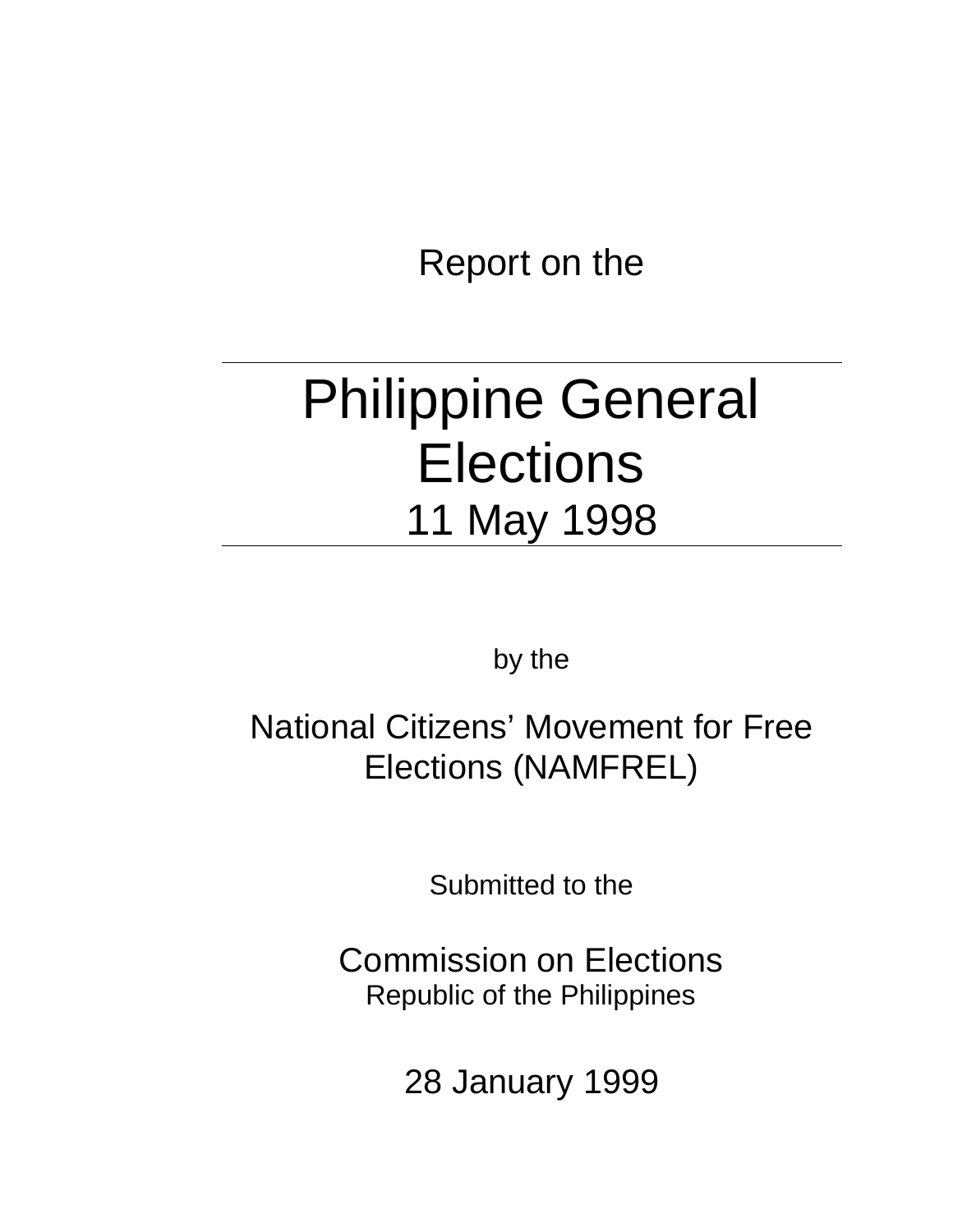Report on the

---

# Philippine General Elections

## 11 May 1998

---

by the

## National Citizens' Movement for Free Elections (NAMFREL)

Submitted to the

## Commission on Elections

Republic of the Philippines

28 January 1999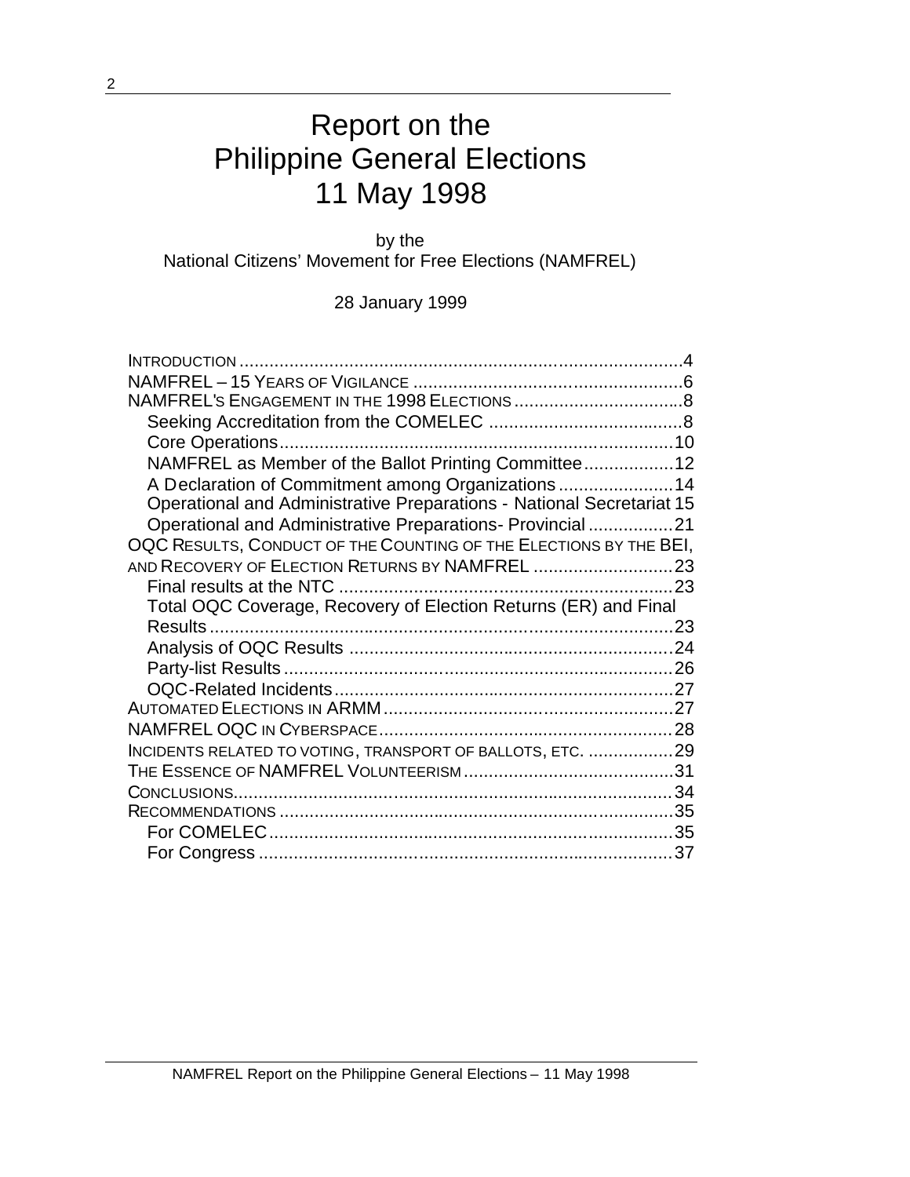# Report on the Philippine General Elections 11 May 1998

by the
National Citizens' Movement for Free Elections (NAMFREL)

28 January 1999

- INTRODUCTION ......................................................................................4
- NAMFREL – 15 YEARS OF VIGILANCE .....................................................6
- NAMFREL'S ENGAGEMENT IN THE 1998 ELECTIONS ..................................8
  - Seeking Accreditation from the COMELEC .......................................8
  - Core Operations..............................................................................10
  - NAMFREL as Member of the Ballot Printing Committee..................12
  - A Declaration of Commitment among Organizations.......................14
  - Operational and Administrative Preparations - National Secretariat 15
  - Operational and Administrative Preparations- Provincial .................21
- OQC RESULTS, CONDUCT OF THE COUNTING OF THE ELECTIONS BY THE BEI, AND RECOVERY OF ELECTION RETURNS BY NAMFREL ............................23
  - Final results at the NTC ...................................................................23
  - Total OQC Coverage, Recovery of Election Returns (ER) and Final Results ............................................................................................23
  - Analysis of OQC Results ................................................................24
  - Party-list Results .............................................................................26
  - OQC-Related Incidents....................................................................27
- AUTOMATED ELECTIONS IN ARMM ..........................................................27
- NAMFREL OQC IN CYBERSPACE...........................................................28
- INCIDENTS RELATED TO VOTING, TRANSPORT OF BALLOTS, ETC. .................29
- THE ESSENCE OF NAMFREL VOLUNTEERISM ..........................................31
- CONCLUSIONS.........................................................................................34
- RECOMMENDATIONS ...............................................................................35
  - For COMELEC.................................................................................35
  - For Congress ...................................................................................37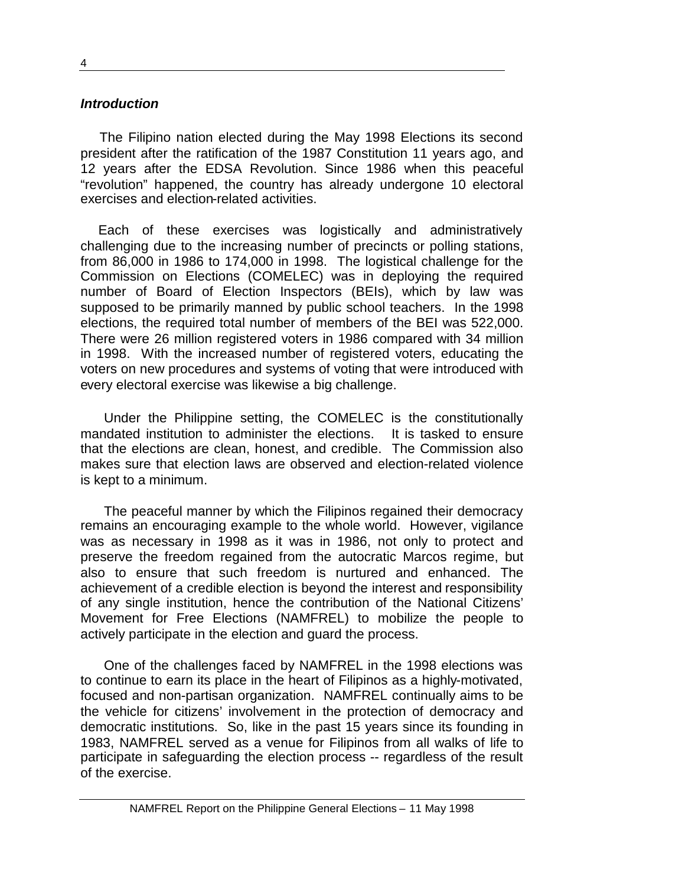***Introduction***

The Filipino nation elected during the May 1998 Elections its second president after the ratification of the 1987 Constitution 11 years ago, and 12 years after the EDSA Revolution. Since 1986 when this peaceful "revolution" happened, the country has already undergone 10 electoral exercises and election-related activities.

Each of these exercises was logistically and administratively challenging due to the increasing number of precincts or polling stations, from 86,000 in 1986 to 174,000 in 1998. The logistical challenge for the Commission on Elections (COMELEC) was in deploying the required number of Board of Election Inspectors (BEIs), which by law was supposed to be primarily manned by public school teachers. In the 1998 elections, the required total number of members of the BEI was 522,000. There were 26 million registered voters in 1986 compared with 34 million in 1998. With the increased number of registered voters, educating the voters on new procedures and systems of voting that were introduced with every electoral exercise was likewise a big challenge.

Under the Philippine setting, the COMELEC is the constitutionally mandated institution to administer the elections. It is tasked to ensure that the elections are clean, honest, and credible. The Commission also makes sure that election laws are observed and election-related violence is kept to a minimum.

The peaceful manner by which the Filipinos regained their democracy remains an encouraging example to the whole world. However, vigilance was as necessary in 1998 as it was in 1986, not only to protect and preserve the freedom regained from the autocratic Marcos regime, but also to ensure that such freedom is nurtured and enhanced. The achievement of a credible election is beyond the interest and responsibility of any single institution, hence the contribution of the National Citizens' Movement for Free Elections (NAMFREL) to mobilize the people to actively participate in the election and guard the process.

One of the challenges faced by NAMFREL in the 1998 elections was to continue to earn its place in the heart of Filipinos as a highly-motivated, focused and non-partisan organization. NAMFREL continually aims to be the vehicle for citizens' involvement in the protection of democracy and democratic institutions. So, like in the past 15 years since its founding in 1983, NAMFREL served as a venue for Filipinos from all walks of life to participate in safeguarding the election process -- regardless of the result of the exercise.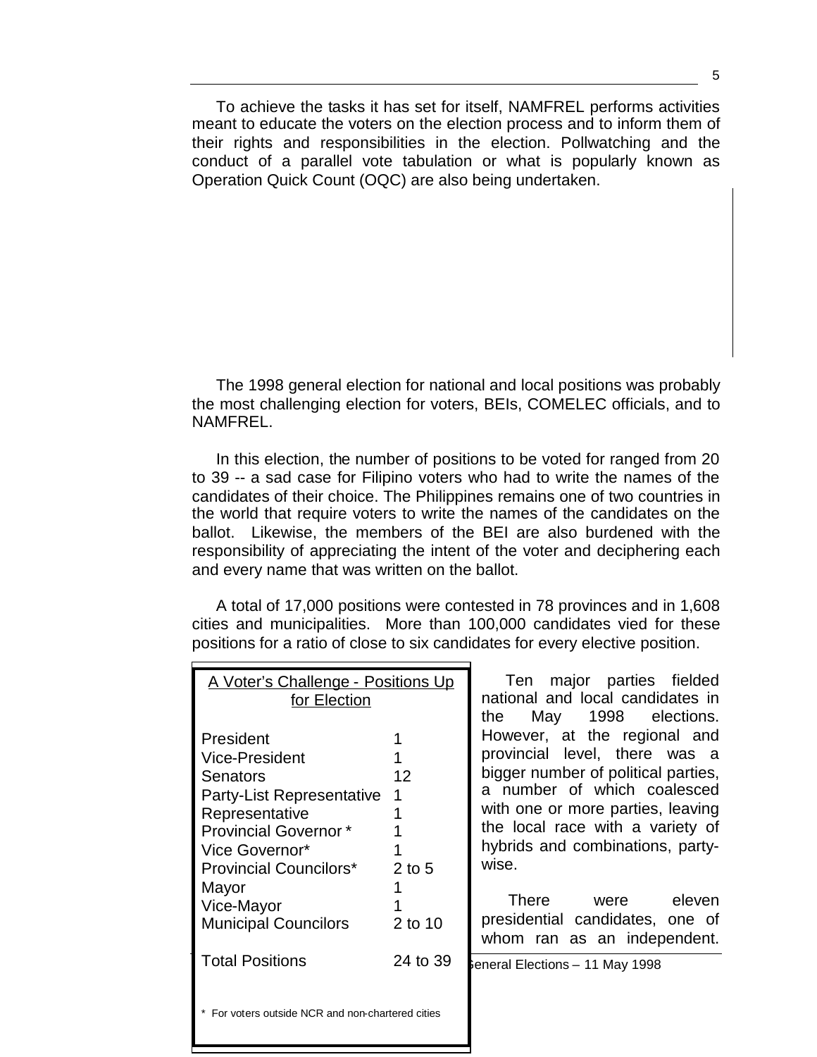To achieve the tasks it has set for itself, NAMFREL performs activities meant to educate the voters on the election process and to inform them of their rights and responsibilities in the election. Pollwatching and the conduct of a parallel vote tabulation or what is popularly known as Operation Quick Count (OQC) are also being undertaken.

The 1998 general election for national and local positions was probably the most challenging election for voters, BEIs, COMELEC officials, and to NAMFREL.

In this election, the number of positions to be voted for ranged from 20 to 39 -- a sad case for Filipino voters who had to write the names of the candidates of their choice. The Philippines remains one of two countries in the world that require voters to write the names of the candidates on the ballot. Likewise, the members of the BEI are also burdened with the responsibility of appreciating the intent of the voter and deciphering each and every name that was written on the ballot.

A total of 17,000 positions were contested in 78 provinces and in 1,608 cities and municipalities. More than 100,000 candidates vied for these positions for a ratio of close to six candidates for every elective position.

**A Voter's Challenge - Positions Up for Election**

| Position | Number |
|---|---|
| President | 1 |
| Vice-President | 1 |
| Senators | 12 |
| Party-List Representative | 1 |
| Representative | 1 |
| Provincial Governor * | 1 |
| Vice Governor* | 1 |
| Provincial Councilors* | 2 to 5 |
| Mayor | 1 |
| Vice-Mayor | 1 |
| Municipal Councilors | 2 to 10 |
| Total Positions | 24 to 39 |

\* For voters outside NCR and non-chartered cities

Ten major parties fielded national and local candidates in the May 1998 elections. However, at the regional and provincial level, there was a bigger number of political parties, a number of which coalesced with one or more parties, leaving the local race with a variety of hybrids and combinations, party-wise.

There were eleven presidential candidates, one of whom ran as an independent.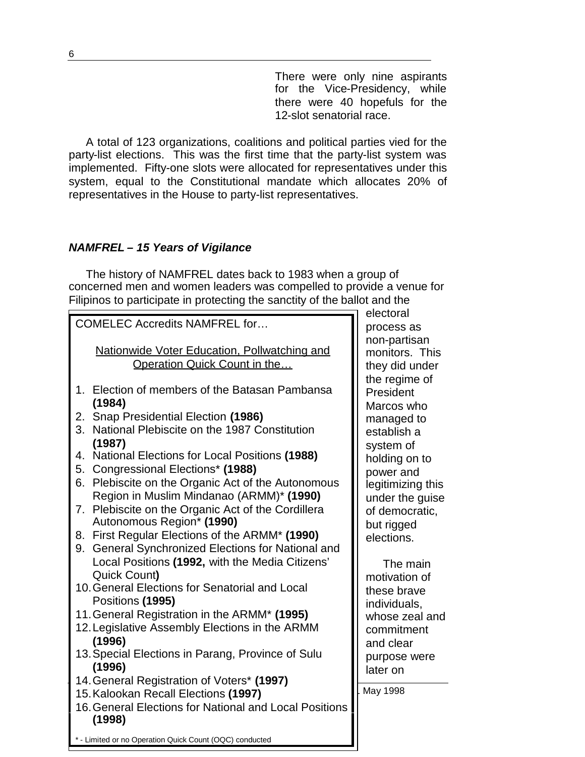There were only nine aspirants for the Vice-Presidency, while there were 40 hopefuls for the 12-slot senatorial race.

A total of 123 organizations, coalitions and political parties vied for the party-list elections. This was the first time that the party-list system was implemented. Fifty-one slots were allocated for representatives under this system, equal to the Constitutional mandate which allocates 20% of representatives in the House to party-list representatives.

### *NAMFREL – 15 Years of Vigilance*

The history of NAMFREL dates back to 1983 when a group of concerned men and women leaders was compelled to provide a venue for Filipinos to participate in protecting the sanctity of the ballot and the electoral process as non-partisan monitors. This they did under the regime of President Marcos who managed to establish a system of holding on to power and legitimizing this under the guise of democratic, but rigged elections.

The main motivation of these brave individuals, whose zeal and commitment and clear purpose were later on

---

COMELEC Accredits NAMFREL for…

Nationwide Voter Education, Pollwatching and Operation Quick Count in the…

1. Election of members of the Batasan Pambansa **(1984)**
2. Snap Presidential Election **(1986)**
3. National Plebiscite on the 1987 Constitution **(1987)**
4. National Elections for Local Positions **(1988)**
5. Congressional Elections* **(1988)**
6. Plebiscite on the Organic Act of the Autonomous Region in Muslim Mindanao (ARMM)* **(1990)**
7. Plebiscite on the Organic Act of the Cordillera Autonomous Region* **(1990)**
8. First Regular Elections of the ARMM* **(1990)**
9. General Synchronized Elections for National and Local Positions **(1992,** with the Media Citizens' Quick Count**)**
10. General Elections for Senatorial and Local Positions **(1995)**
11. General Registration in the ARMM* **(1995)**
12. Legislative Assembly Elections in the ARMM **(1996)**
13. Special Elections in Parang, Province of Sulu **(1996)**
14. General Registration of Voters* **(1997)**
15. Kalookan Recall Elections **(1997)**
16. General Elections for National and Local Positions **(1998)**

\* - Limited or no Operation Quick Count (OQC) conducted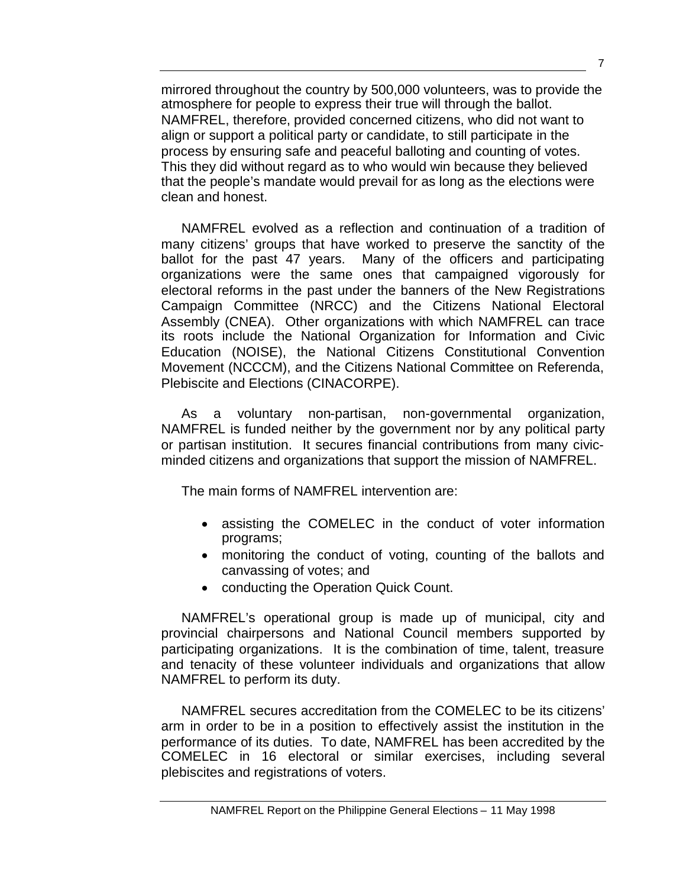mirrored throughout the country by 500,000 volunteers, was to provide the atmosphere for people to express their true will through the ballot. NAMFREL, therefore, provided concerned citizens, who did not want to align or support a political party or candidate, to still participate in the process by ensuring safe and peaceful balloting and counting of votes. This they did without regard as to who would win because they believed that the people's mandate would prevail for as long as the elections were clean and honest.

NAMFREL evolved as a reflection and continuation of a tradition of many citizens' groups that have worked to preserve the sanctity of the ballot for the past 47 years. Many of the officers and participating organizations were the same ones that campaigned vigorously for electoral reforms in the past under the banners of the New Registrations Campaign Committee (NRCC) and the Citizens National Electoral Assembly (CNEA). Other organizations with which NAMFREL can trace its roots include the National Organization for Information and Civic Education (NOISE), the National Citizens Constitutional Convention Movement (NCCCM), and the Citizens National Committee on Referenda, Plebiscite and Elections (CINACORPE).

As a voluntary non-partisan, non-governmental organization, NAMFREL is funded neither by the government nor by any political party or partisan institution. It secures financial contributions from many civic-minded citizens and organizations that support the mission of NAMFREL.

The main forms of NAMFREL intervention are:

- assisting the COMELEC in the conduct of voter information programs;
- monitoring the conduct of voting, counting of the ballots and canvassing of votes; and
- conducting the Operation Quick Count.

NAMFREL's operational group is made up of municipal, city and provincial chairpersons and National Council members supported by participating organizations. It is the combination of time, talent, treasure and tenacity of these volunteer individuals and organizations that allow NAMFREL to perform its duty.

NAMFREL secures accreditation from the COMELEC to be its citizens' arm in order to be in a position to effectively assist the institution in the performance of its duties. To date, NAMFREL has been accredited by the COMELEC in 16 electoral or similar exercises, including several plebiscites and registrations of voters.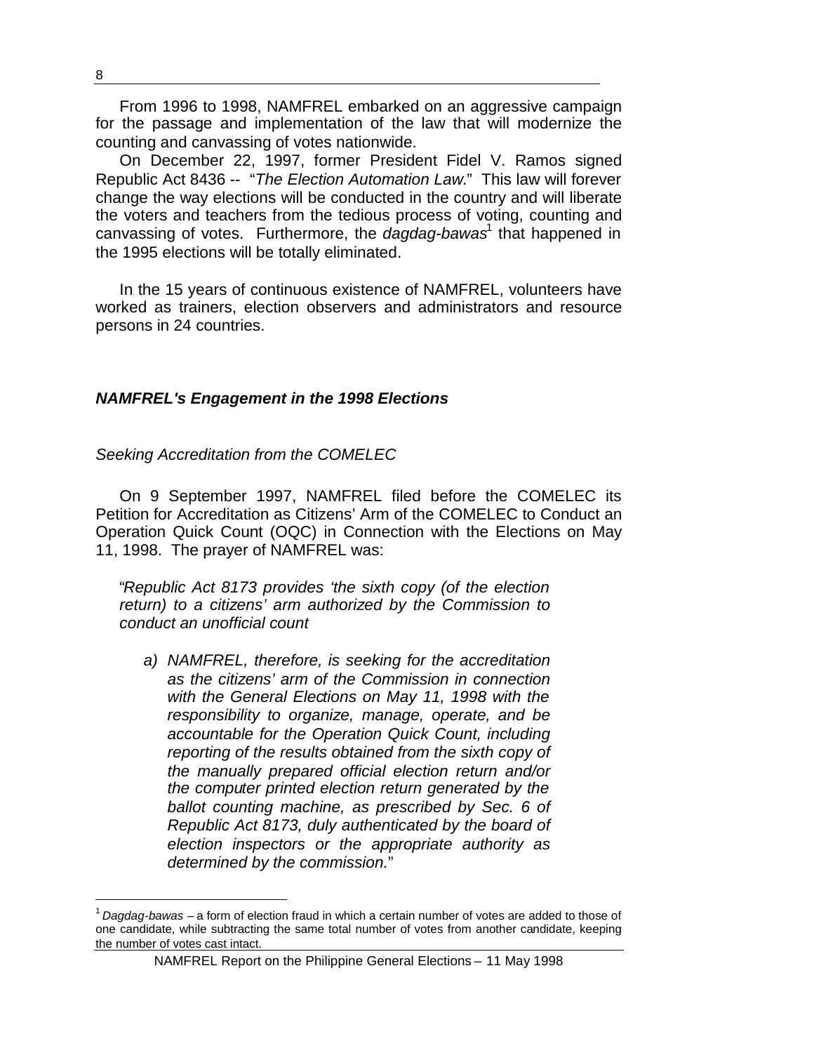From 1996 to 1998, NAMFREL embarked on an aggressive campaign for the passage and implementation of the law that will modernize the counting and canvassing of votes nationwide.

On December 22, 1997, former President Fidel V. Ramos signed Republic Act 8436 -- "*The Election Automation Law*." This law will forever change the way elections will be conducted in the country and will liberate the voters and teachers from the tedious process of voting, counting and canvassing of votes. Furthermore, the *dagdag-bawas*[1] that happened in the 1995 elections will be totally eliminated.

In the 15 years of continuous existence of NAMFREL, volunteers have worked as trainers, election observers and administrators and resource persons in 24 countries.

### ***NAMFREL's Engagement in the 1998 Elections***

#### *Seeking Accreditation from the COMELEC*

On 9 September 1997, NAMFREL filed before the COMELEC its Petition for Accreditation as Citizens' Arm of the COMELEC to Conduct an Operation Quick Count (OQC) in Connection with the Elections on May 11, 1998. The prayer of NAMFREL was:

> "*Republic Act 8173 provides 'the sixth copy (of the election return) to a citizens' arm authorized by the Commission to conduct an unofficial count*
>
> *a) NAMFREL, therefore, is seeking for the accreditation as the citizens' arm of the Commission in connection with the General Elections on May 11, 1998 with the responsibility to organize, manage, operate, and be accountable for the Operation Quick Count, including reporting of the results obtained from the sixth copy of the manually prepared official election return and/or the computer printed election return generated by the ballot counting machine, as prescribed by Sec. 6 of Republic Act 8173, duly authenticated by the board of election inspectors or the appropriate authority as determined by the commission.*"

---

[1] *Dagdag-bawas* – a form of election fraud in which a certain number of votes are added to those of one candidate, while subtracting the same total number of votes from another candidate, keeping the number of votes cast intact.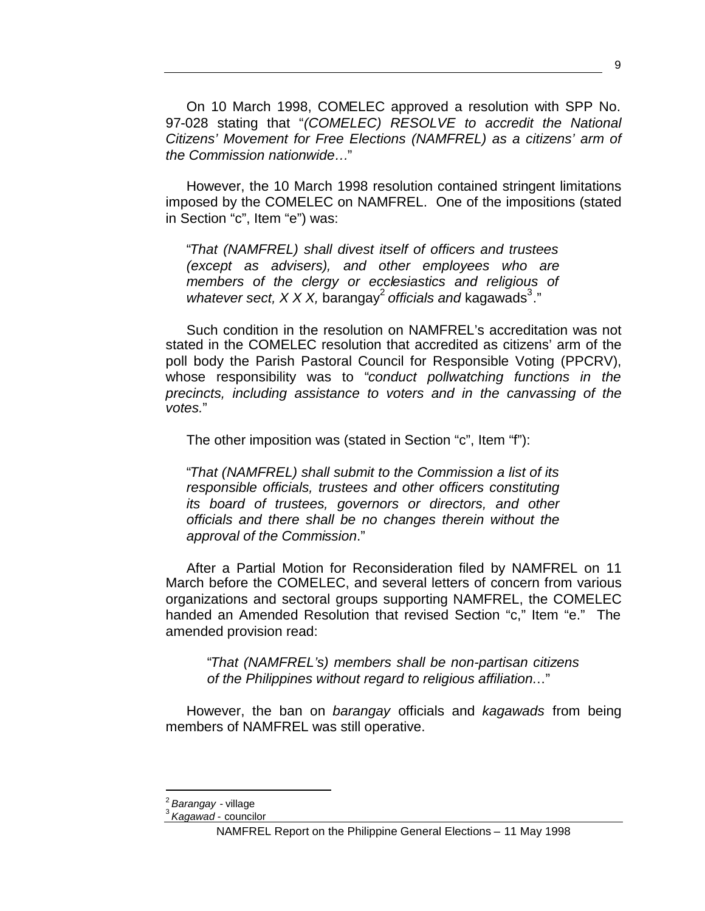On 10 March 1998, COMELEC approved a resolution with SPP No. 97-028 stating that "*(COMELEC) RESOLVE to accredit the National Citizens' Movement for Free Elections (NAMFREL) as a citizens' arm of the Commission nationwide…*"

However, the 10 March 1998 resolution contained stringent limitations imposed by the COMELEC on NAMFREL. One of the impositions (stated in Section "c", Item "e") was:

> "*That (NAMFREL) shall divest itself of officers and trustees (except as advisers), and other employees who are members of the clergy or ecclesiastics and religious of whatever sect, X X X,* barangay[2] *officials and* kagawads[3]."

Such condition in the resolution on NAMFREL's accreditation was not stated in the COMELEC resolution that accredited as citizens' arm of the poll body the Parish Pastoral Council for Responsible Voting (PPCRV), whose responsibility was to "*conduct pollwatching functions in the precincts, including assistance to voters and in the canvassing of the votes.*"

The other imposition was (stated in Section "c", Item "f"):

> "*That (NAMFREL) shall submit to the Commission a list of its responsible officials, trustees and other officers constituting its board of trustees, governors or directors, and other officials and there shall be no changes therein without the approval of the Commission.*"

After a Partial Motion for Reconsideration filed by NAMFREL on 11 March before the COMELEC, and several letters of concern from various organizations and sectoral groups supporting NAMFREL, the COMELEC handed an Amended Resolution that revised Section "c," Item "e." The amended provision read:

> "*That (NAMFREL's) members shall be non-partisan citizens of the Philippines without regard to religious affiliation…*"

However, the ban on *barangay* officials and *kagawads* from being members of NAMFREL was still operative.

---

[2] *Barangay* - village

[3] *Kagawad* - councilor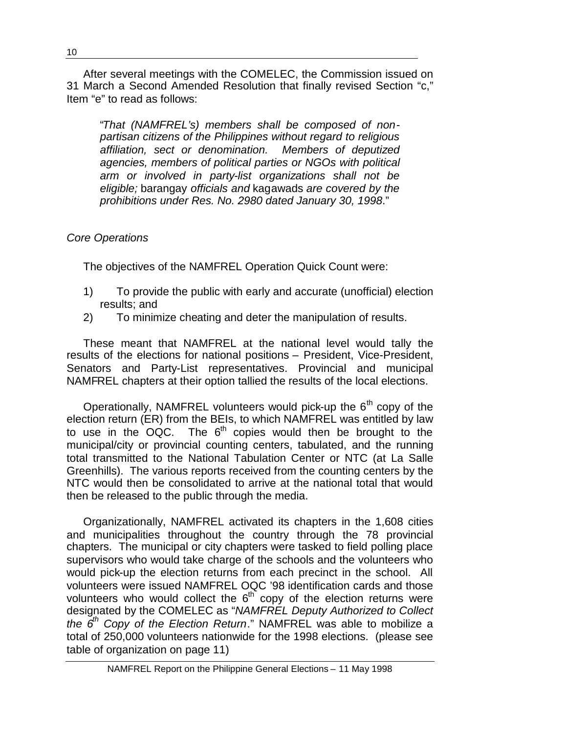After several meetings with the COMELEC, the Commission issued on 31 March a Second Amended Resolution that finally revised Section "c," Item "e" to read as follows:

> "*That (NAMFREL's) members shall be composed of non-partisan citizens of the Philippines without regard to religious affiliation, sect or denomination. Members of deputized agencies, members of political parties or NGOs with political arm or involved in party-list organizations shall not be eligible;* barangay *officials and* kagawads *are covered by the prohibitions under Res. No. 2980 dated January 30, 1998*."

*Core Operations*

The objectives of the NAMFREL Operation Quick Count were:

1) To provide the public with early and accurate (unofficial) election results; and
2) To minimize cheating and deter the manipulation of results.

These meant that NAMFREL at the national level would tally the results of the elections for national positions – President, Vice-President, Senators and Party-List representatives. Provincial and municipal NAMFREL chapters at their option tallied the results of the local elections.

Operationally, NAMFREL volunteers would pick-up the 6th copy of the election return (ER) from the BEIs, to which NAMFREL was entitled by law to use in the OQC. The 6th copies would then be brought to the municipal/city or provincial counting centers, tabulated, and the running total transmitted to the National Tabulation Center or NTC (at La Salle Greenhills). The various reports received from the counting centers by the NTC would then be consolidated to arrive at the national total that would then be released to the public through the media.

Organizationally, NAMFREL activated its chapters in the 1,608 cities and municipalities throughout the country through the 78 provincial chapters. The municipal or city chapters were tasked to field polling place supervisors who would take charge of the schools and the volunteers who would pick-up the election returns from each precinct in the school. All volunteers were issued NAMFREL OQC '98 identification cards and those volunteers who would collect the 6th copy of the election returns were designated by the COMELEC as "*NAMFREL Deputy Authorized to Collect the 6th Copy of the Election Return*." NAMFREL was able to mobilize a total of 250,000 volunteers nationwide for the 1998 elections. (please see table of organization on page 11)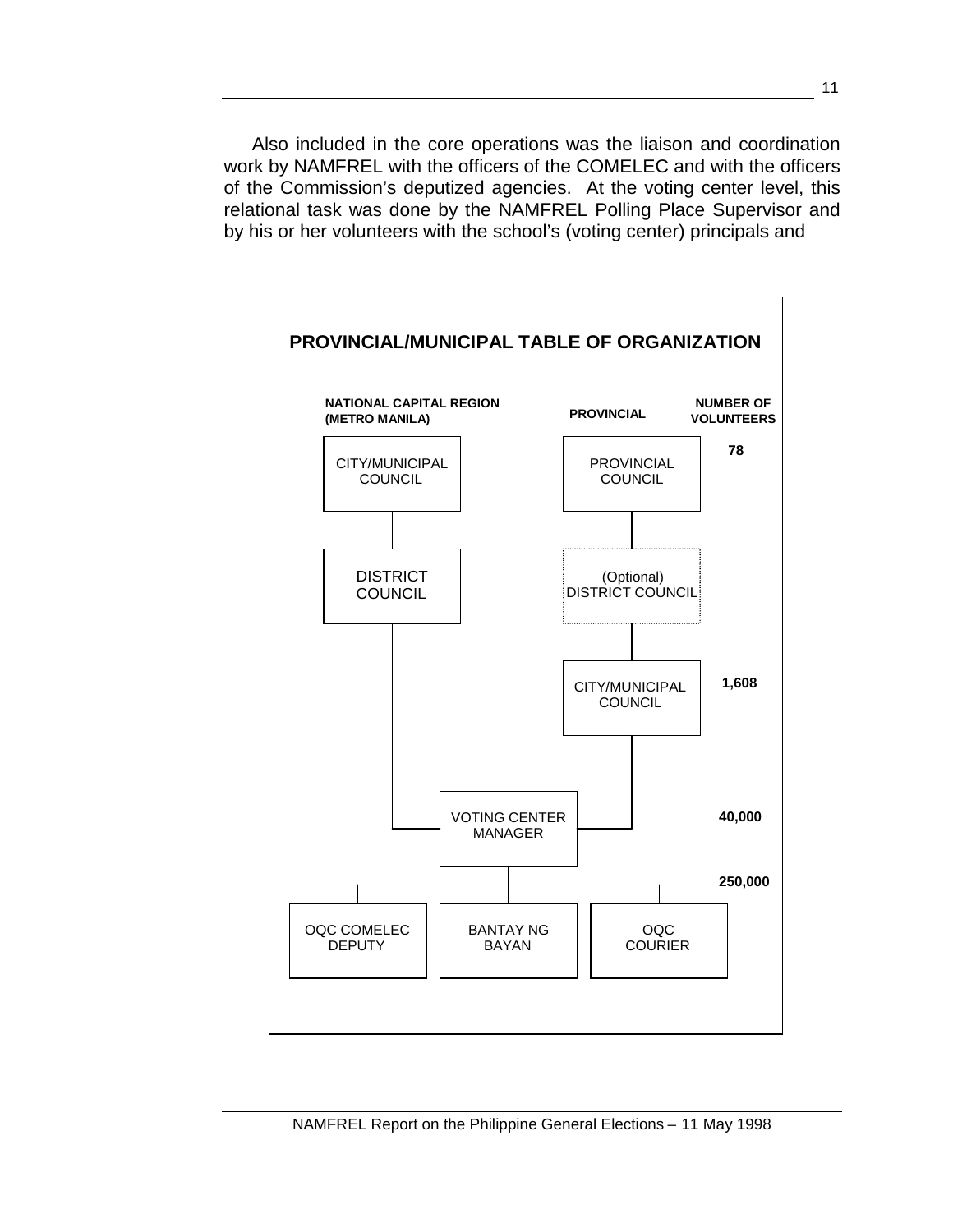Also included in the core operations was the liaison and coordination work by NAMFREL with the officers of the COMELEC and with the officers of the Commission's deputized agencies. At the voting center level, this relational task was done by the NAMFREL Polling Place Supervisor and by his or her volunteers with the school's (voting center) principals and

**PROVINCIAL/MUNICIPAL TABLE OF ORGANIZATION**

| NATIONAL CAPITAL REGION (METRO MANILA) | PROVINCIAL | NUMBER OF VOLUNTEERS |
|---|---|---|
| CITY/MUNICIPAL COUNCIL | PROVINCIAL COUNCIL | 78 |
| DISTRICT COUNCIL | (Optional) DISTRICT COUNCIL | |
| | CITY/MUNICIPAL COUNCIL | 1,608 |
| VOTING CENTER MANAGER | VOTING CENTER MANAGER | 40,000 |
| OQC COMELEC DEPUTY / BANTAY NG BAYAN / OQC COURIER | OQC COMELEC DEPUTY / BANTAY NG BAYAN / OQC COURIER | 250,000 |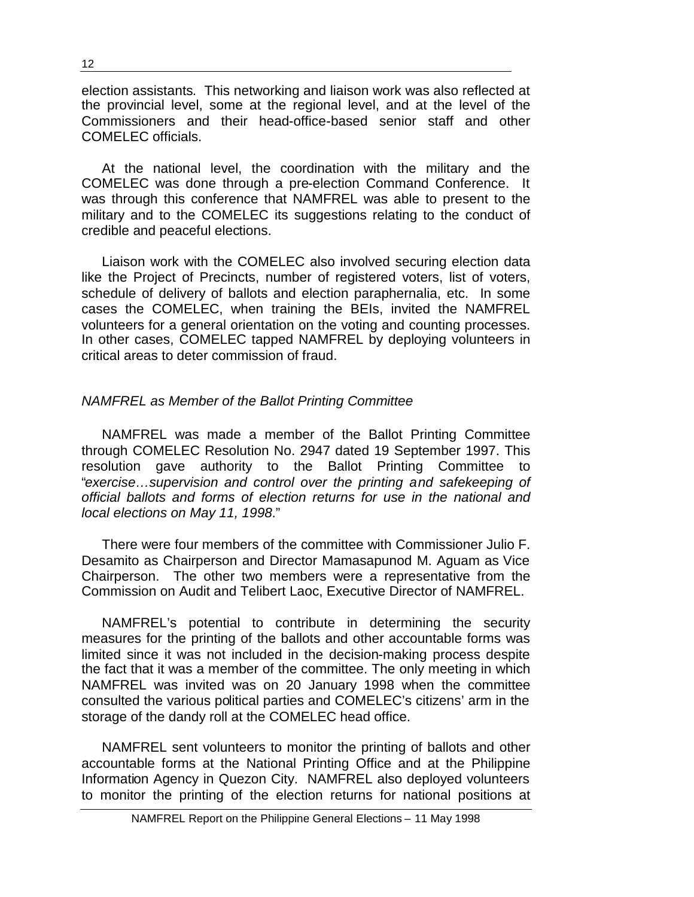election assistants. This networking and liaison work was also reflected at the provincial level, some at the regional level, and at the level of the Commissioners and their head-office-based senior staff and other COMELEC officials.

At the national level, the coordination with the military and the COMELEC was done through a pre-election Command Conference. It was through this conference that NAMFREL was able to present to the military and to the COMELEC its suggestions relating to the conduct of credible and peaceful elections.

Liaison work with the COMELEC also involved securing election data like the Project of Precincts, number of registered voters, list of voters, schedule of delivery of ballots and election paraphernalia, etc. In some cases the COMELEC, when training the BEIs, invited the NAMFREL volunteers for a general orientation on the voting and counting processes. In other cases, COMELEC tapped NAMFREL by deploying volunteers in critical areas to deter commission of fraud.

### *NAMFREL as Member of the Ballot Printing Committee*

NAMFREL was made a member of the Ballot Printing Committee through COMELEC Resolution No. 2947 dated 19 September 1997. This resolution gave authority to the Ballot Printing Committee to "*exercise…supervision and control over the printing and safekeeping of official ballots and forms of election returns for use in the national and local elections on May 11, 1998*."

There were four members of the committee with Commissioner Julio F. Desamito as Chairperson and Director Mamasapunod M. Aguam as Vice Chairperson. The other two members were a representative from the Commission on Audit and Telibert Laoc, Executive Director of NAMFREL.

NAMFREL's potential to contribute in determining the security measures for the printing of the ballots and other accountable forms was limited since it was not included in the decision-making process despite the fact that it was a member of the committee. The only meeting in which NAMFREL was invited was on 20 January 1998 when the committee consulted the various political parties and COMELEC's citizens' arm in the storage of the dandy roll at the COMELEC head office.

NAMFREL sent volunteers to monitor the printing of ballots and other accountable forms at the National Printing Office and at the Philippine Information Agency in Quezon City. NAMFREL also deployed volunteers to monitor the printing of the election returns for national positions at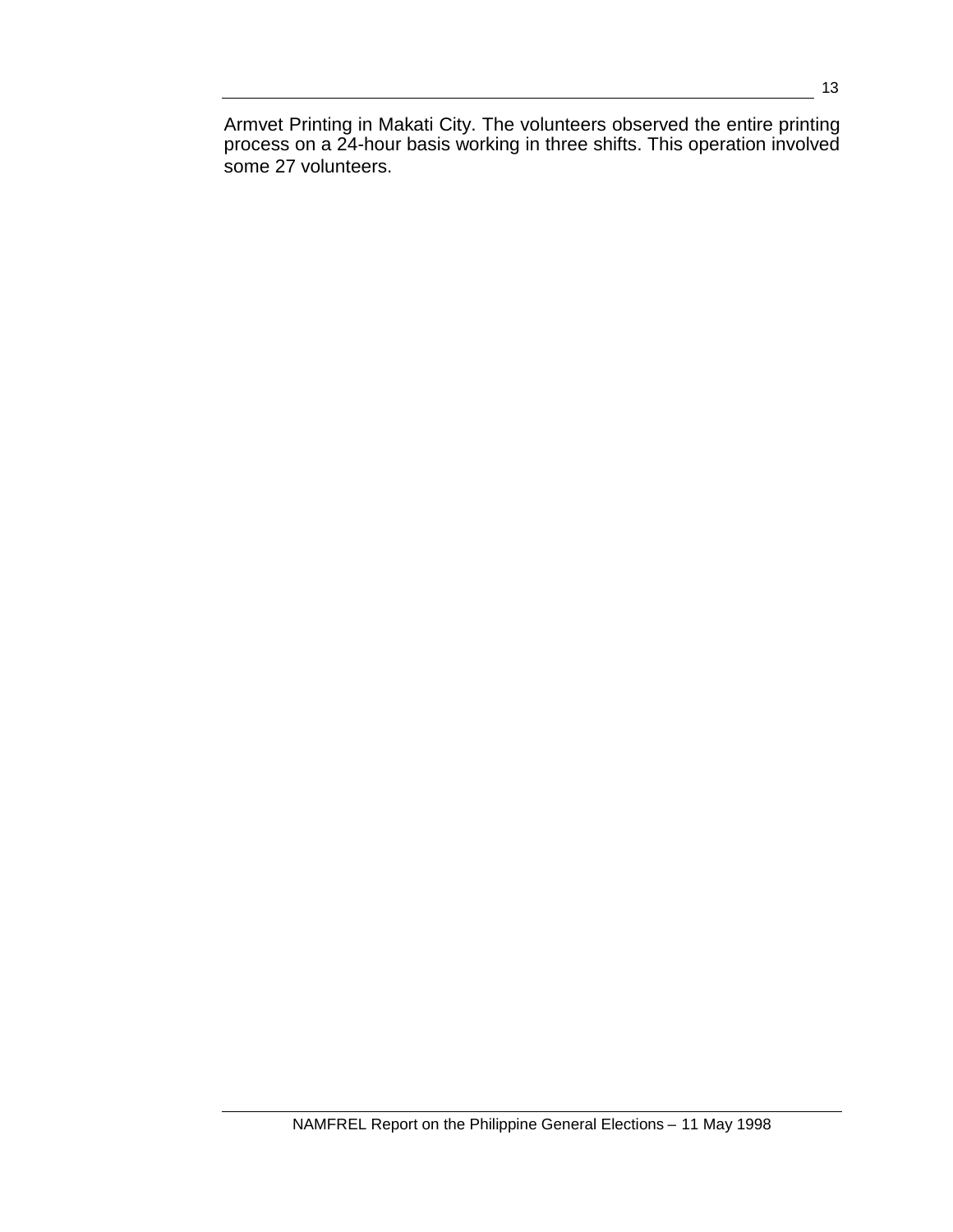Armvet Printing in Makati City. The volunteers observed the entire printing process on a 24-hour basis working in three shifts. This operation involved some 27 volunteers.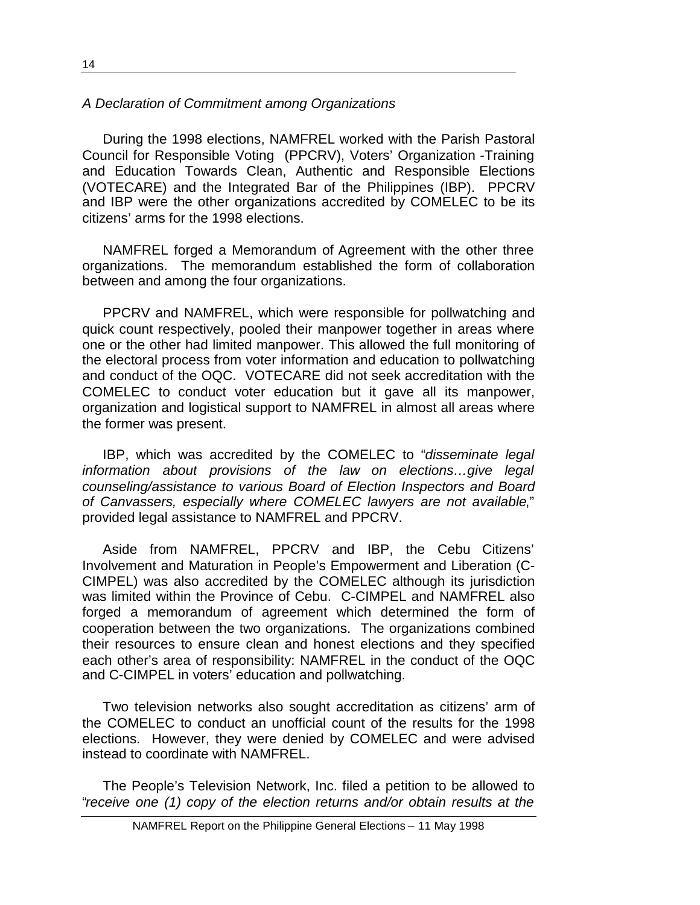*A Declaration of Commitment among Organizations*

During the 1998 elections, NAMFREL worked with the Parish Pastoral Council for Responsible Voting (PPCRV), Voters' Organization -Training and Education Towards Clean, Authentic and Responsible Elections (VOTECARE) and the Integrated Bar of the Philippines (IBP). PPCRV and IBP were the other organizations accredited by COMELEC to be its citizens' arms for the 1998 elections.

NAMFREL forged a Memorandum of Agreement with the other three organizations. The memorandum established the form of collaboration between and among the four organizations.

PPCRV and NAMFREL, which were responsible for pollwatching and quick count respectively, pooled their manpower together in areas where one or the other had limited manpower. This allowed the full monitoring of the electoral process from voter information and education to pollwatching and conduct of the OQC. VOTECARE did not seek accreditation with the COMELEC to conduct voter education but it gave all its manpower, organization and logistical support to NAMFREL in almost all areas where the former was present.

IBP, which was accredited by the COMELEC to "*disseminate legal information about provisions of the law on elections…give legal counseling/assistance to various Board of Election Inspectors and Board of Canvassers, especially where COMELEC lawyers are not available*," provided legal assistance to NAMFREL and PPCRV.

Aside from NAMFREL, PPCRV and IBP, the Cebu Citizens' Involvement and Maturation in People's Empowerment and Liberation (C-CIMPEL) was also accredited by the COMELEC although its jurisdiction was limited within the Province of Cebu. C-CIMPEL and NAMFREL also forged a memorandum of agreement which determined the form of cooperation between the two organizations. The organizations combined their resources to ensure clean and honest elections and they specified each other's area of responsibility: NAMFREL in the conduct of the OQC and C-CIMPEL in voters' education and pollwatching.

Two television networks also sought accreditation as citizens' arm of the COMELEC to conduct an unofficial count of the results for the 1998 elections. However, they were denied by COMELEC and were advised instead to coordinate with NAMFREL.

The People's Television Network, Inc. filed a petition to be allowed to "*receive one (1) copy of the election returns and/or obtain results at the*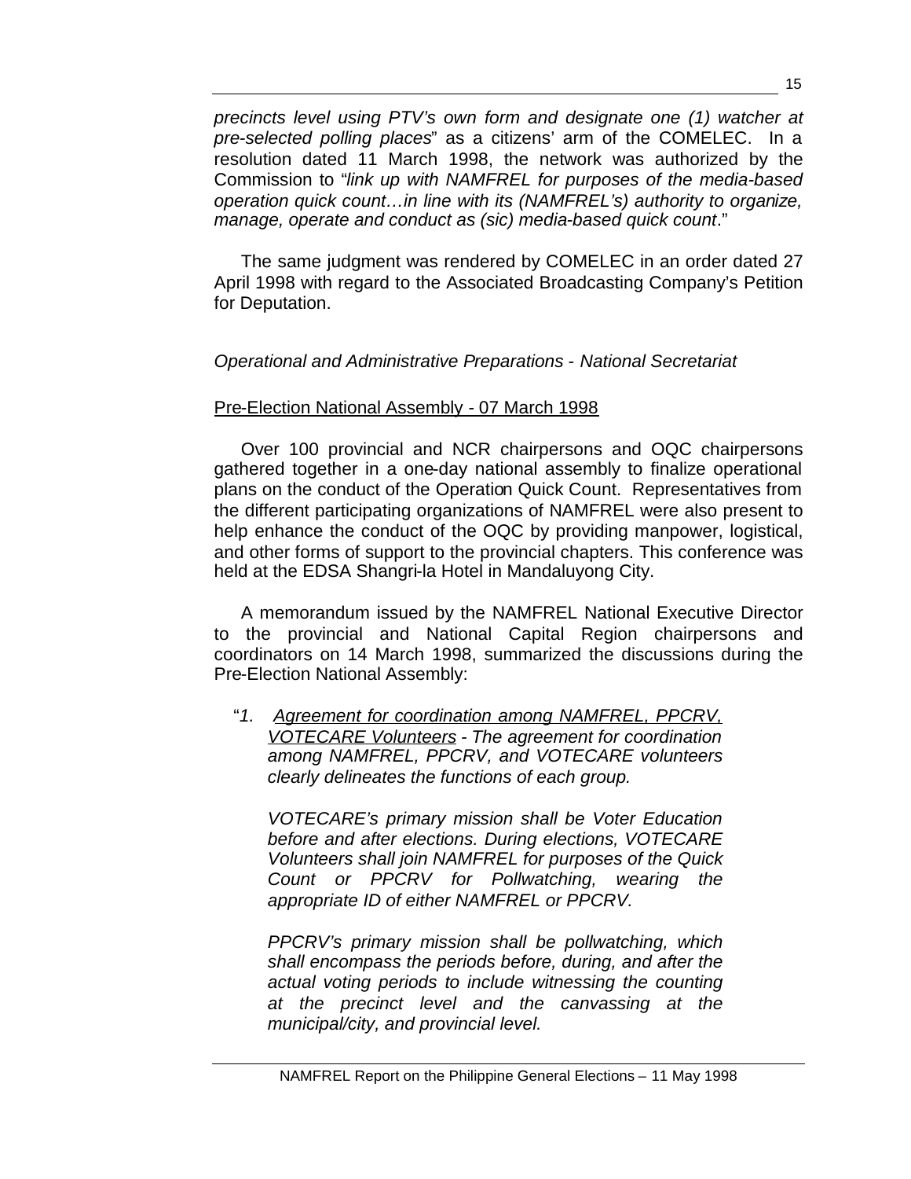*precincts level using PTV's own form and designate one (1) watcher at pre-selected polling places*" as a citizens' arm of the COMELEC. In a resolution dated 11 March 1998, the network was authorized by the Commission to "*link up with NAMFREL for purposes of the media-based operation quick count…in line with its (NAMFREL's) authority to organize, manage, operate and conduct as (sic) media-based quick count*."

The same judgment was rendered by COMELEC in an order dated 27 April 1998 with regard to the Associated Broadcasting Company's Petition for Deputation.

*Operational and Administrative Preparations - National Secretariat*

<u>Pre-Election National Assembly - 07 March 1998</u>

Over 100 provincial and NCR chairpersons and OQC chairpersons gathered together in a one-day national assembly to finalize operational plans on the conduct of the Operation Quick Count. Representatives from the different participating organizations of NAMFREL were also present to help enhance the conduct of the OQC by providing manpower, logistical, and other forms of support to the provincial chapters. This conference was held at the EDSA Shangri-la Hotel in Mandaluyong City.

A memorandum issued by the NAMFREL National Executive Director to the provincial and National Capital Region chairpersons and coordinators on 14 March 1998, summarized the discussions during the Pre-Election National Assembly:

"*1. <u>Agreement for coordination among NAMFREL, PPCRV, VOTECARE Volunteers</u> - The agreement for coordination among NAMFREL, PPCRV, and VOTECARE volunteers clearly delineates the functions of each group.*

*VOTECARE's primary mission shall be Voter Education before and after elections. During elections, VOTECARE Volunteers shall join NAMFREL for purposes of the Quick Count or PPCRV for Pollwatching, wearing the appropriate ID of either NAMFREL or PPCRV.*

*PPCRV's primary mission shall be pollwatching, which shall encompass the periods before, during, and after the actual voting periods to include witnessing the counting at the precinct level and the canvassing at the municipal/city, and provincial level.*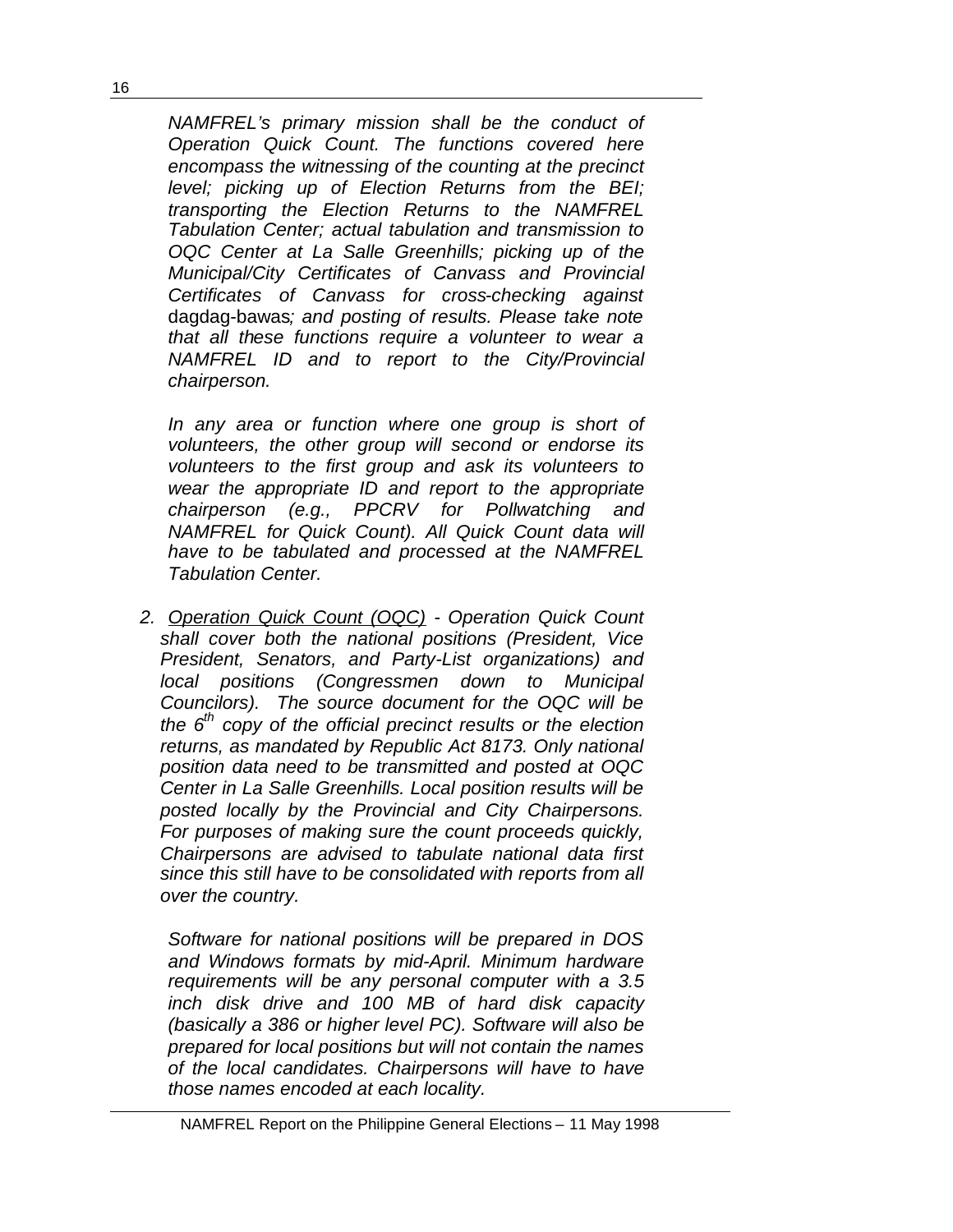*NAMFREL's primary mission shall be the conduct of Operation Quick Count. The functions covered here encompass the witnessing of the counting at the precinct level; picking up of Election Returns from the BEI; transporting the Election Returns to the NAMFREL Tabulation Center; actual tabulation and transmission to OQC Center at La Salle Greenhills; picking up of the Municipal/City Certificates of Canvass and Provincial Certificates of Canvass for cross-checking against* dagdag-bawas*; and posting of results. Please take note that all these functions require a volunteer to wear a NAMFREL ID and to report to the City/Provincial chairperson.*

*In any area or function where one group is short of volunteers, the other group will second or endorse its volunteers to the first group and ask its volunteers to wear the appropriate ID and report to the appropriate chairperson (e.g., PPCRV for Pollwatching and NAMFREL for Quick Count). All Quick Count data will have to be tabulated and processed at the NAMFREL Tabulation Center.*

2. *__Operation Quick Count (OQC)__ - Operation Quick Count shall cover both the national positions (President, Vice President, Senators, and Party-List organizations) and local positions (Congressmen down to Municipal Councilors). The source document for the OQC will be the 6th copy of the official precinct results or the election returns, as mandated by Republic Act 8173. Only national position data need to be transmitted and posted at OQC Center in La Salle Greenhills. Local position results will be posted locally by the Provincial and City Chairpersons. For purposes of making sure the count proceeds quickly, Chairpersons are advised to tabulate national data first since this still have to be consolidated with reports from all over the country.*

   *Software for national positions will be prepared in DOS and Windows formats by mid-April. Minimum hardware requirements will be any personal computer with a 3.5 inch disk drive and 100 MB of hard disk capacity (basically a 386 or higher level PC). Software will also be prepared for local positions but will not contain the names of the local candidates. Chairpersons will have to have those names encoded at each locality.*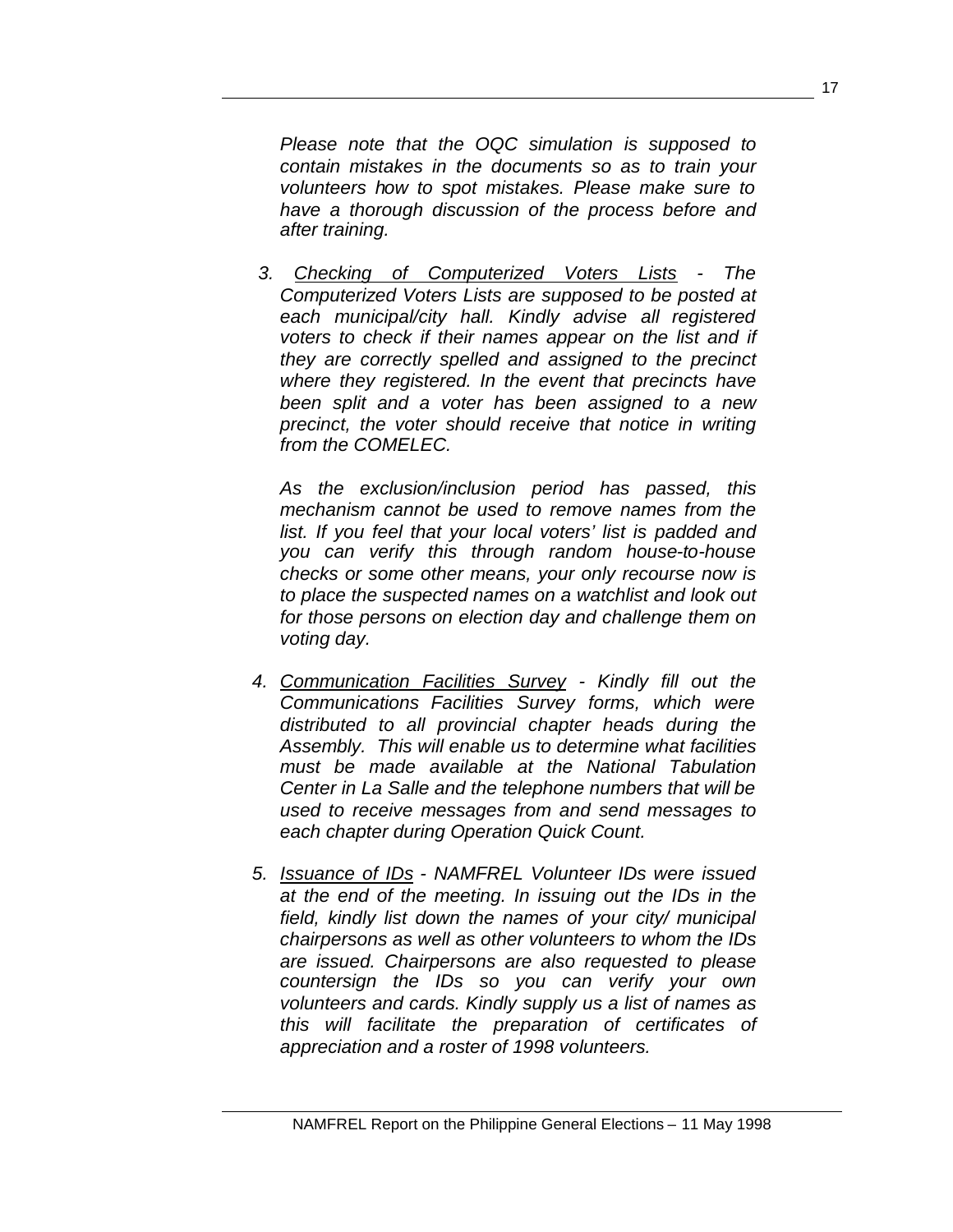*Please note that the OQC simulation is supposed to contain mistakes in the documents so as to train your volunteers how to spot mistakes. Please make sure to have a thorough discussion of the process before and after training.*

3. *Checking of Computerized Voters Lists - The Computerized Voters Lists are supposed to be posted at each municipal/city hall. Kindly advise all registered voters to check if their names appear on the list and if they are correctly spelled and assigned to the precinct where they registered. In the event that precincts have been split and a voter has been assigned to a new precinct, the voter should receive that notice in writing from the COMELEC.*

   *As the exclusion/inclusion period has passed, this mechanism cannot be used to remove names from the list. If you feel that your local voters' list is padded and you can verify this through random house-to-house checks or some other means, your only recourse now is to place the suspected names on a watchlist and look out for those persons on election day and challenge them on voting day.*

4. *Communication Facilities Survey - Kindly fill out the Communications Facilities Survey forms, which were distributed to all provincial chapter heads during the Assembly. This will enable us to determine what facilities must be made available at the National Tabulation Center in La Salle and the telephone numbers that will be used to receive messages from and send messages to each chapter during Operation Quick Count.*

5. *Issuance of IDs - NAMFREL Volunteer IDs were issued at the end of the meeting. In issuing out the IDs in the field, kindly list down the names of your city/ municipal chairpersons as well as other volunteers to whom the IDs are issued. Chairpersons are also requested to please countersign the IDs so you can verify your own volunteers and cards. Kindly supply us a list of names as this will facilitate the preparation of certificates of appreciation and a roster of 1998 volunteers.*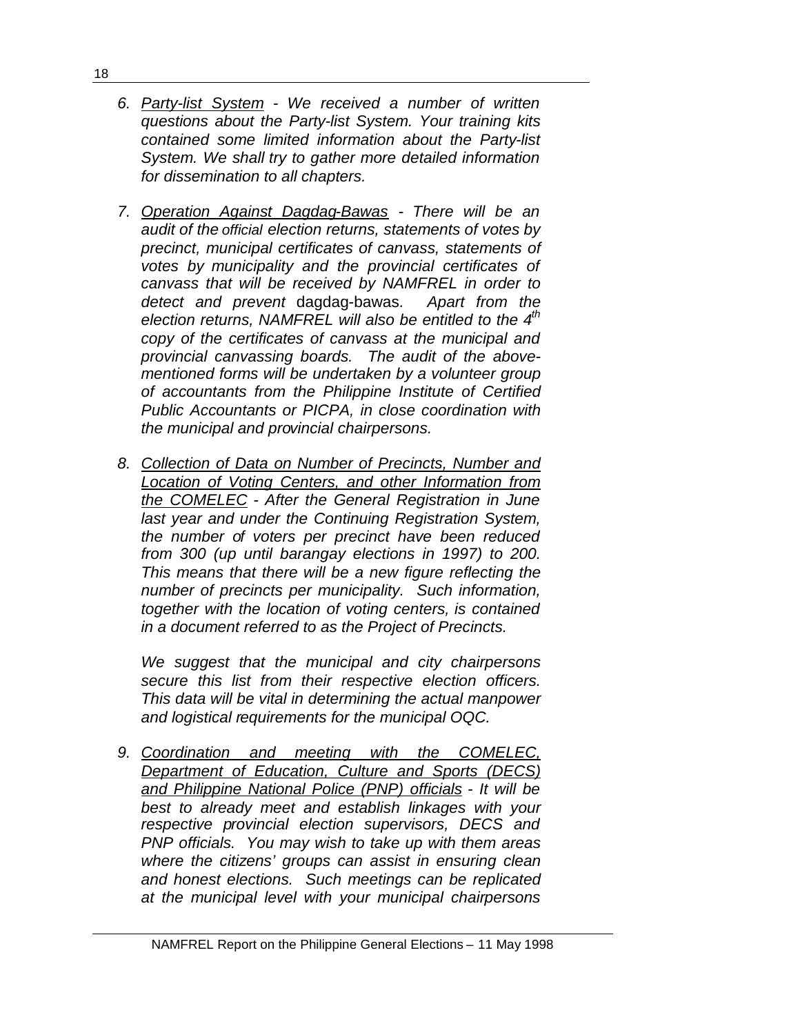6. *Party-list System - We received a number of written questions about the Party-list System. Your training kits contained some limited information about the Party-list System. We shall try to gather more detailed information for dissemination to all chapters.*

7. *Operation Against Dagdag-Bawas - There will be an audit of the official election returns, statements of votes by precinct, municipal certificates of canvass, statements of votes by municipality and the provincial certificates of canvass that will be received by NAMFREL in order to detect and prevent* dagdag-bawas*. Apart from the election returns, NAMFREL will also be entitled to the 4th copy of the certificates of canvass at the municipal and provincial canvassing boards. The audit of the above-mentioned forms will be undertaken by a volunteer group of accountants from the Philippine Institute of Certified Public Accountants or PICPA, in close coordination with the municipal and provincial chairpersons.*

8. *Collection of Data on Number of Precincts, Number and Location of Voting Centers, and other Information from the COMELEC - After the General Registration in June last year and under the Continuing Registration System, the number of voters per precinct have been reduced from 300 (up until barangay elections in 1997) to 200. This means that there will be a new figure reflecting the number of precincts per municipality. Such information, together with the location of voting centers, is contained in a document referred to as the Project of Precincts.*

   *We suggest that the municipal and city chairpersons secure this list from their respective election officers. This data will be vital in determining the actual manpower and logistical requirements for the municipal OQC.*

9. *Coordination and meeting with the COMELEC, Department of Education, Culture and Sports (DECS) and Philippine National Police (PNP) officials - It will be best to already meet and establish linkages with your respective provincial election supervisors, DECS and PNP officials. You may wish to take up with them areas where the citizens' groups can assist in ensuring clean and honest elections. Such meetings can be replicated at the municipal level with your municipal chairpersons*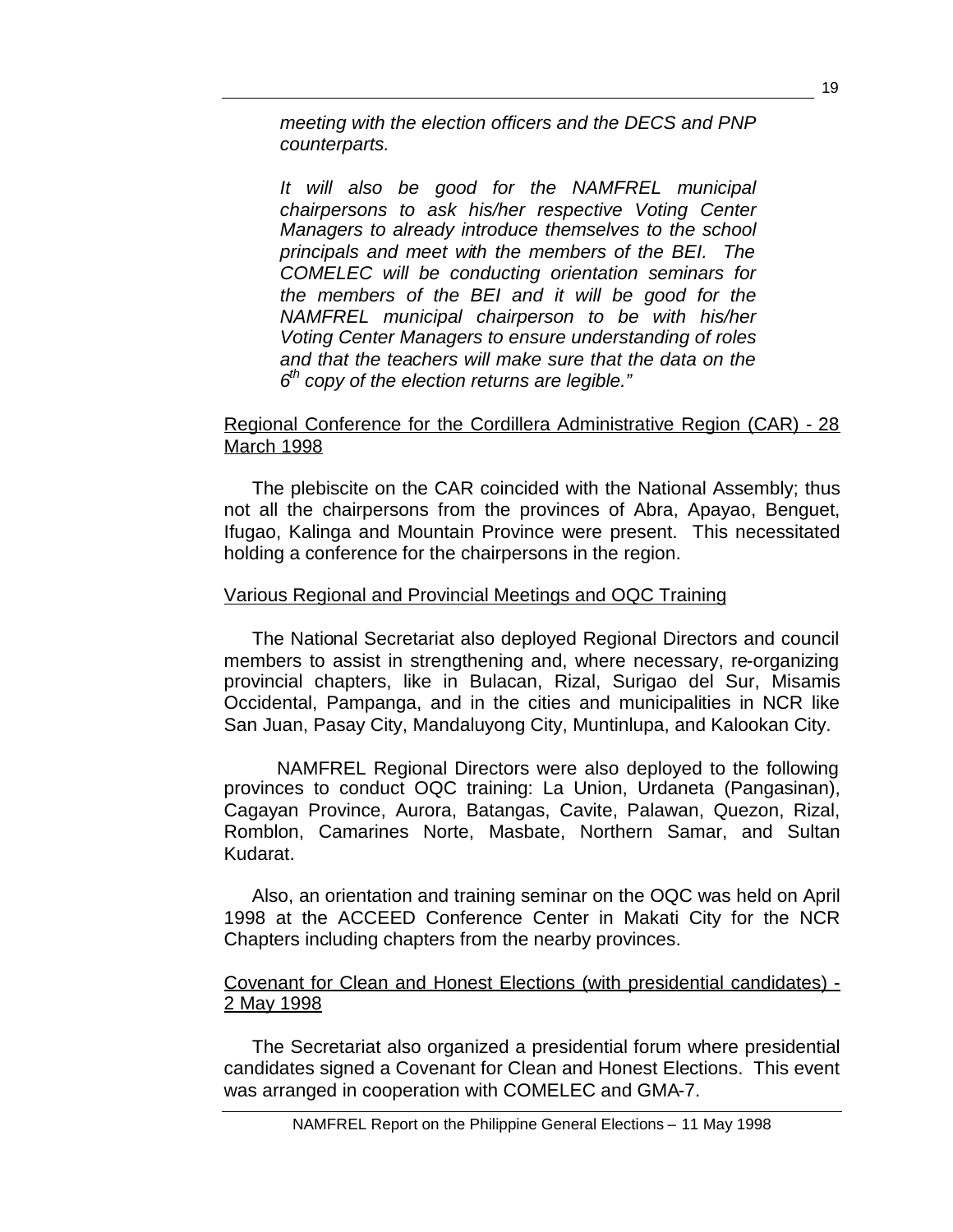*meeting with the election officers and the DECS and PNP counterparts.*

*It will also be good for the NAMFREL municipal chairpersons to ask his/her respective Voting Center Managers to already introduce themselves to the school principals and meet with the members of the BEI. The COMELEC will be conducting orientation seminars for the members of the BEI and it will be good for the NAMFREL municipal chairperson to be with his/her Voting Center Managers to ensure understanding of roles and that the teachers will make sure that the data on the 6th copy of the election returns are legible."*

<u>Regional Conference for the Cordillera Administrative Region (CAR) - 28 March 1998</u>

The plebiscite on the CAR coincided with the National Assembly; thus not all the chairpersons from the provinces of Abra, Apayao, Benguet, Ifugao, Kalinga and Mountain Province were present. This necessitated holding a conference for the chairpersons in the region.

<u>Various Regional and Provincial Meetings and OQC Training</u>

The National Secretariat also deployed Regional Directors and council members to assist in strengthening and, where necessary, re-organizing provincial chapters, like in Bulacan, Rizal, Surigao del Sur, Misamis Occidental, Pampanga, and in the cities and municipalities in NCR like San Juan, Pasay City, Mandaluyong City, Muntinlupa, and Kalookan City.

NAMFREL Regional Directors were also deployed to the following provinces to conduct OQC training: La Union, Urdaneta (Pangasinan), Cagayan Province, Aurora, Batangas, Cavite, Palawan, Quezon, Rizal, Romblon, Camarines Norte, Masbate, Northern Samar, and Sultan Kudarat.

Also, an orientation and training seminar on the OQC was held on April 1998 at the ACCEED Conference Center in Makati City for the NCR Chapters including chapters from the nearby provinces.

<u>Covenant for Clean and Honest Elections (with presidential candidates) - 2 May 1998</u>

The Secretariat also organized a presidential forum where presidential candidates signed a Covenant for Clean and Honest Elections. This event was arranged in cooperation with COMELEC and GMA-7.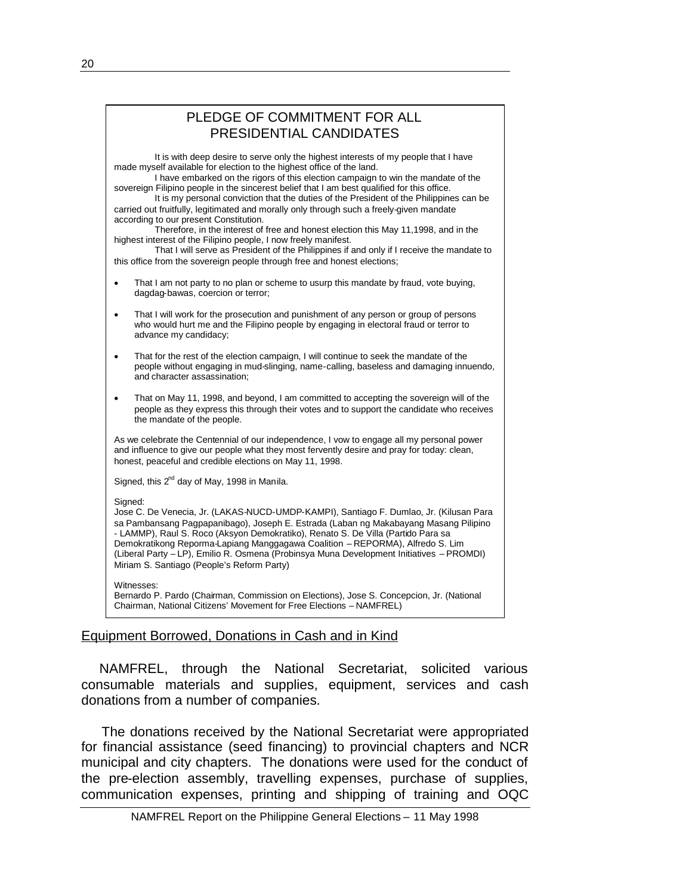## PLEDGE OF COMMITMENT FOR ALL PRESIDENTIAL CANDIDATES

It is with deep desire to serve only the highest interests of my people that I have made myself available for election to the highest office of the land.

I have embarked on the rigors of this election campaign to win the mandate of the sovereign Filipino people in the sincerest belief that I am best qualified for this office.

It is my personal conviction that the duties of the President of the Philippines can be carried out fruitfully, legitimated and morally only through such a freely-given mandate according to our present Constitution.

Therefore, in the interest of free and honest election this May 11,1998, and in the highest interest of the Filipino people, I now freely manifest.

That I will serve as President of the Philippines if and only if I receive the mandate to this office from the sovereign people through free and honest elections;

- That I am not party to no plan or scheme to usurp this mandate by fraud, vote buying, dagdag-bawas, coercion or terror;
- That I will work for the prosecution and punishment of any person or group of persons who would hurt me and the Filipino people by engaging in electoral fraud or terror to advance my candidacy;
- That for the rest of the election campaign, I will continue to seek the mandate of the people without engaging in mud-slinging, name-calling, baseless and damaging innuendo, and character assassination;
- That on May 11, 1998, and beyond, I am committed to accepting the sovereign will of the people as they express this through their votes and to support the candidate who receives the mandate of the people.

As we celebrate the Centennial of our independence, I vow to engage all my personal power and influence to give our people what they most fervently desire and pray for today: clean, honest, peaceful and credible elections on May 11, 1998.

Signed, this 2nd day of May, 1998 in Manila.

Signed:
Jose C. De Venecia, Jr. (LAKAS-NUCD-UMDP-KAMPI), Santiago F. Dumlao, Jr. (Kilusan Para sa Pambansang Pagpapanibago), Joseph E. Estrada (Laban ng Makabayang Masang Pilipino - LAMMP), Raul S. Roco (Aksyon Demokratiko), Renato S. De Villa (Partido Para sa Demokratikong Reporma-Lapiang Manggagawa Coalition – REPORMA), Alfredo S. Lim (Liberal Party – LP), Emilio R. Osmena (Probinsya Muna Development Initiatives – PROMDI) Miriam S. Santiago (People's Reform Party)

Witnesses:
Bernardo P. Pardo (Chairman, Commission on Elections), Jose S. Concepcion, Jr. (National Chairman, National Citizens' Movement for Free Elections – NAMFREL)

### Equipment Borrowed, Donations in Cash and in Kind

NAMFREL, through the National Secretariat, solicited various consumable materials and supplies, equipment, services and cash donations from a number of companies.

The donations received by the National Secretariat were appropriated for financial assistance (seed financing) to provincial chapters and NCR municipal and city chapters. The donations were used for the conduct of the pre-election assembly, travelling expenses, purchase of supplies, communication expenses, printing and shipping of training and OQC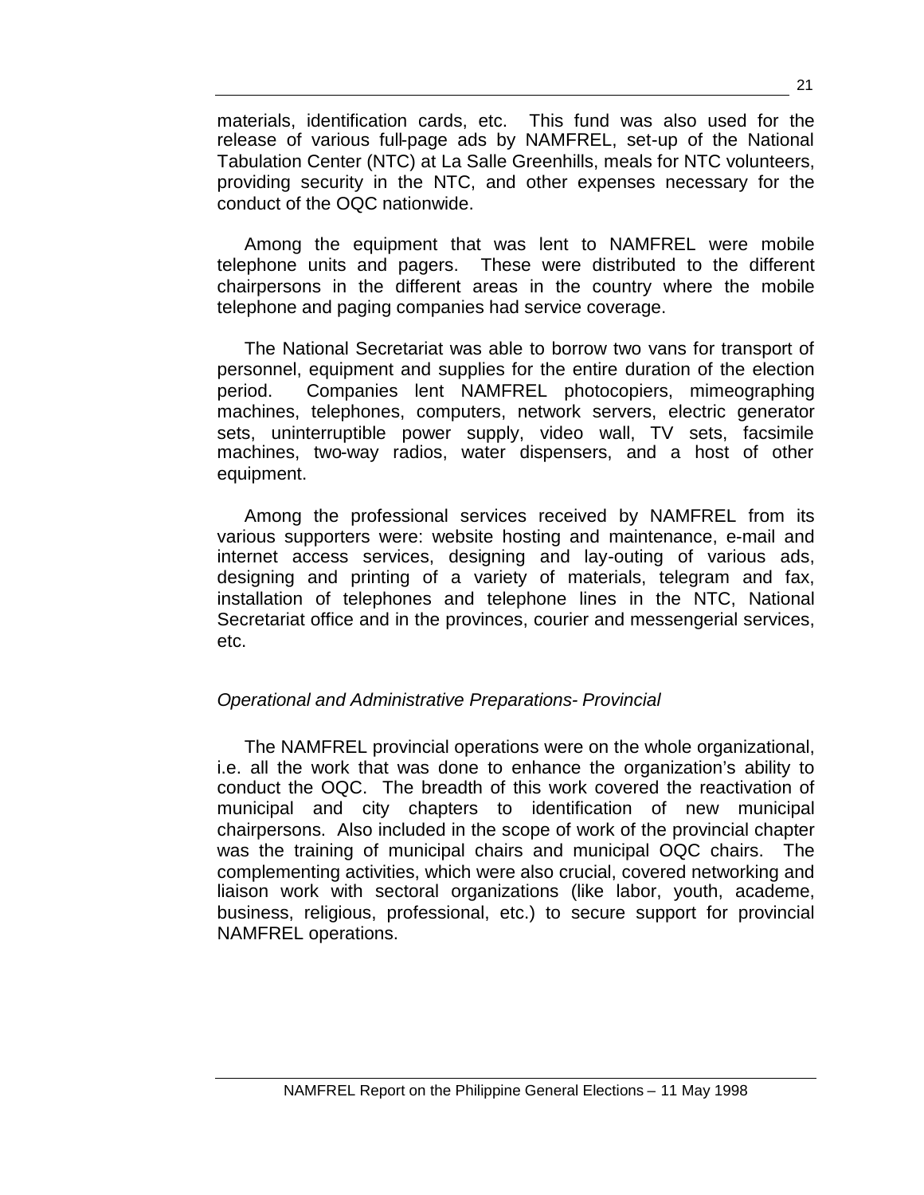materials, identification cards, etc. This fund was also used for the release of various full-page ads by NAMFREL, set-up of the National Tabulation Center (NTC) at La Salle Greenhills, meals for NTC volunteers, providing security in the NTC, and other expenses necessary for the conduct of the OQC nationwide.

Among the equipment that was lent to NAMFREL were mobile telephone units and pagers. These were distributed to the different chairpersons in the different areas in the country where the mobile telephone and paging companies had service coverage.

The National Secretariat was able to borrow two vans for transport of personnel, equipment and supplies for the entire duration of the election period. Companies lent NAMFREL photocopiers, mimeographing machines, telephones, computers, network servers, electric generator sets, uninterruptible power supply, video wall, TV sets, facsimile machines, two-way radios, water dispensers, and a host of other equipment.

Among the professional services received by NAMFREL from its various supporters were: website hosting and maintenance, e-mail and internet access services, designing and lay-outing of various ads, designing and printing of a variety of materials, telegram and fax, installation of telephones and telephone lines in the NTC, National Secretariat office and in the provinces, courier and messengerial services, etc.

*Operational and Administrative Preparations- Provincial*

The NAMFREL provincial operations were on the whole organizational, i.e. all the work that was done to enhance the organization's ability to conduct the OQC. The breadth of this work covered the reactivation of municipal and city chapters to identification of new municipal chairpersons. Also included in the scope of work of the provincial chapter was the training of municipal chairs and municipal OQC chairs. The complementing activities, which were also crucial, covered networking and liaison work with sectoral organizations (like labor, youth, academe, business, religious, professional, etc.) to secure support for provincial NAMFREL operations.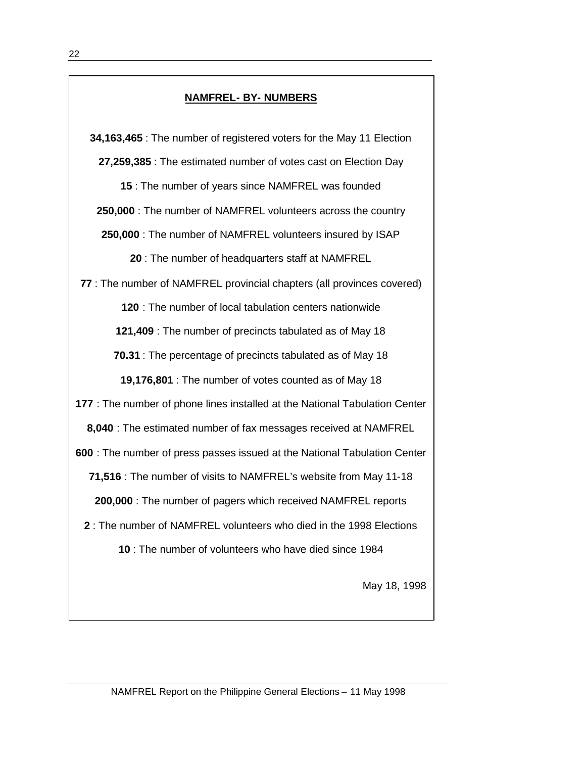## NAMFREL- BY- NUMBERS

**34,163,465** : The number of registered voters for the May 11 Election

**27,259,385** : The estimated number of votes cast on Election Day

**15** : The number of years since NAMFREL was founded

**250,000** : The number of NAMFREL volunteers across the country

**250,000** : The number of NAMFREL volunteers insured by ISAP

**20** : The number of headquarters staff at NAMFREL

**77** : The number of NAMFREL provincial chapters (all provinces covered)

**120** : The number of local tabulation centers nationwide

**121,409** : The number of precincts tabulated as of May 18

**70.31** : The percentage of precincts tabulated as of May 18

**19,176,801** : The number of votes counted as of May 18

**177** : The number of phone lines installed at the National Tabulation Center

**8,040** : The estimated number of fax messages received at NAMFREL

**600** : The number of press passes issued at the National Tabulation Center

**71,516** : The number of visits to NAMFREL's website from May 11-18

**200,000** : The number of pagers which received NAMFREL reports

**2** : The number of NAMFREL volunteers who died in the 1998 Elections

**10** : The number of volunteers who have died since 1984

May 18, 1998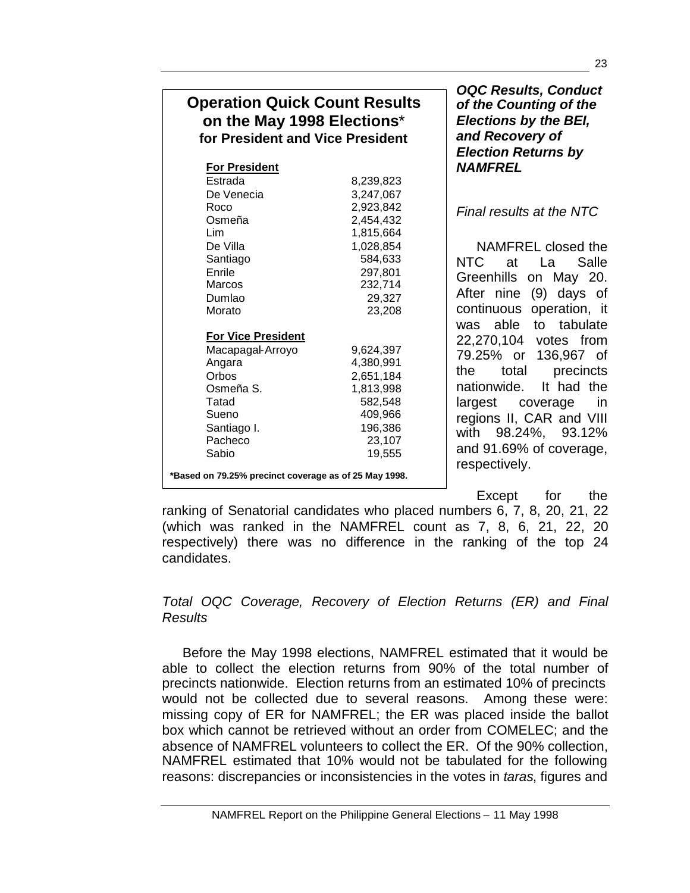## Operation Quick Count Results on the May 1998 Elections* for President and Vice President

| **For President** | |
|---|---|
| Estrada | 8,239,823 |
| De Venecia | 3,247,067 |
| Roco | 2,923,842 |
| Osmeña | 2,454,432 |
| Lim | 1,815,664 |
| De Villa | 1,028,854 |
| Santiago | 584,633 |
| Enrile | 297,801 |
| Marcos | 232,714 |
| Dumlao | 29,327 |
| Morato | 23,208 |
| **For Vice President** | |
| Macapagal-Arroyo | 9,624,397 |
| Angara | 4,380,991 |
| Orbos | 2,651,184 |
| Osmeña S. | 1,813,998 |
| Tatad | 582,548 |
| Sueno | 409,966 |
| Santiago I. | 196,386 |
| Pacheco | 23,107 |
| Sabio | 19,555 |

**\*Based on 79.25% precinct coverage as of 25 May 1998.**

***OQC Results, Conduct of the Counting of the Elections by the BEI, and Recovery of Election Returns by NAMFREL***

*Final results at the NTC*

NAMFREL closed the NTC at La Salle Greenhills on May 20. After nine (9) days of continuous operation, it was able to tabulate 22,270,104 votes from 79.25% or 136,967 of the total precincts nationwide. It had the largest coverage in regions II, CAR and VIII with 98.24%, 93.12% and 91.69% of coverage, respectively.

Except for the ranking of Senatorial candidates who placed numbers 6, 7, 8, 20, 21, 22 (which was ranked in the NAMFREL count as 7, 8, 6, 21, 22, 20 respectively) there was no difference in the ranking of the top 24 candidates.

*Total OQC Coverage, Recovery of Election Returns (ER) and Final Results*

Before the May 1998 elections, NAMFREL estimated that it would be able to collect the election returns from 90% of the total number of precincts nationwide. Election returns from an estimated 10% of precincts would not be collected due to several reasons. Among these were: missing copy of ER for NAMFREL; the ER was placed inside the ballot box which cannot be retrieved without an order from COMELEC; and the absence of NAMFREL volunteers to collect the ER. Of the 90% collection, NAMFREL estimated that 10% would not be tabulated for the following reasons: discrepancies or inconsistencies in the votes in *taras*, figures and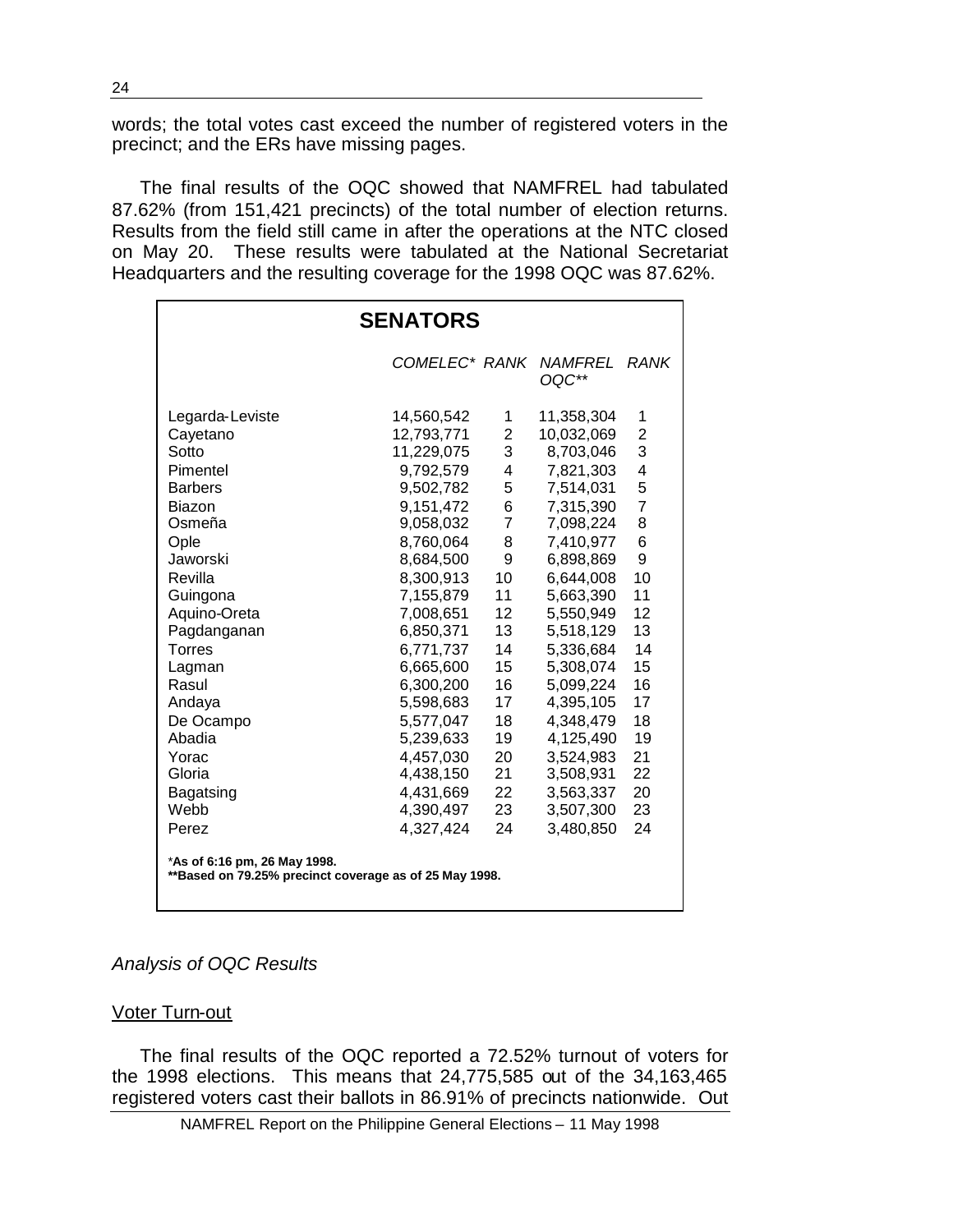words; the total votes cast exceed the number of registered voters in the precinct; and the ERs have missing pages.

The final results of the OQC showed that NAMFREL had tabulated 87.62% (from 151,421 precincts) of the total number of election returns. Results from the field still came in after the operations at the NTC closed on May 20. These results were tabulated at the National Secretariat Headquarters and the resulting coverage for the 1998 OQC was 87.62%.

**SENATORS**

| | *COMELEC** | *RANK* | *NAMFREL OQC*** | *RANK* |
|---|---|---|---|---|
| Legarda-Leviste | 14,560,542 | 1 | 11,358,304 | 1 |
| Cayetano | 12,793,771 | 2 | 10,032,069 | 2 |
| Sotto | 11,229,075 | 3 | 8,703,046 | 3 |
| Pimentel | 9,792,579 | 4 | 7,821,303 | 4 |
| Barbers | 9,502,782 | 5 | 7,514,031 | 5 |
| Biazon | 9,151,472 | 6 | 7,315,390 | 7 |
| Osmeña | 9,058,032 | 7 | 7,098,224 | 8 |
| Ople | 8,760,064 | 8 | 7,410,977 | 6 |
| Jaworski | 8,684,500 | 9 | 6,898,869 | 9 |
| Revilla | 8,300,913 | 10 | 6,644,008 | 10 |
| Guingona | 7,155,879 | 11 | 5,663,390 | 11 |
| Aquino-Oreta | 7,008,651 | 12 | 5,550,949 | 12 |
| Pagdanganan | 6,850,371 | 13 | 5,518,129 | 13 |
| Torres | 6,771,737 | 14 | 5,336,684 | 14 |
| Lagman | 6,665,600 | 15 | 5,308,074 | 15 |
| Rasul | 6,300,200 | 16 | 5,099,224 | 16 |
| Andaya | 5,598,683 | 17 | 4,395,105 | 17 |
| De Ocampo | 5,577,047 | 18 | 4,348,479 | 18 |
| Abadia | 5,239,633 | 19 | 4,125,490 | 19 |
| Yorac | 4,457,030 | 20 | 3,524,983 | 21 |
| Gloria | 4,438,150 | 21 | 3,508,931 | 22 |
| Bagatsing | 4,431,669 | 22 | 3,563,337 | 20 |
| Webb | 4,390,497 | 23 | 3,507,300 | 23 |
| Perez | 4,327,424 | 24 | 3,480,850 | 24 |

*__As of 6:16 pm, 26 May 1998.__
**\*\*Based on 79.25% precinct coverage as of 25 May 1998.**

*Analysis of OQC Results*

Voter Turn-out

The final results of the OQC reported a 72.52% turnout of voters for the 1998 elections. This means that 24,775,585 out of the 34,163,465 registered voters cast their ballots in 86.91% of precincts nationwide. Out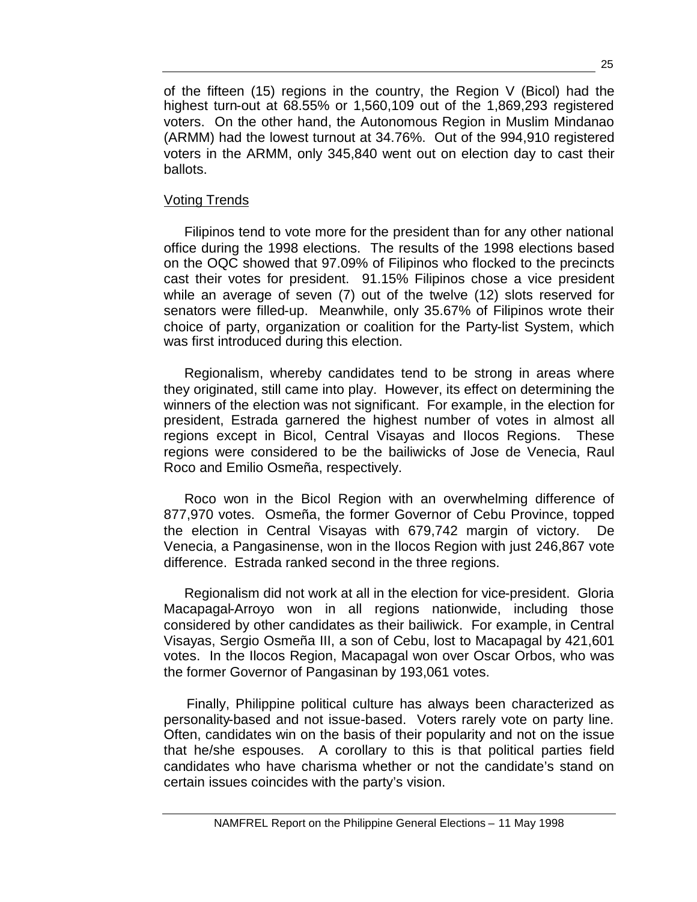of the fifteen (15) regions in the country, the Region V (Bicol) had the highest turn-out at 68.55% or 1,560,109 out of the 1,869,293 registered voters. On the other hand, the Autonomous Region in Muslim Mindanao (ARMM) had the lowest turnout at 34.76%. Out of the 994,910 registered voters in the ARMM, only 345,840 went out on election day to cast their ballots.

## Voting Trends

Filipinos tend to vote more for the president than for any other national office during the 1998 elections. The results of the 1998 elections based on the OQC showed that 97.09% of Filipinos who flocked to the precincts cast their votes for president. 91.15% Filipinos chose a vice president while an average of seven (7) out of the twelve (12) slots reserved for senators were filled-up. Meanwhile, only 35.67% of Filipinos wrote their choice of party, organization or coalition for the Party-list System, which was first introduced during this election.

Regionalism, whereby candidates tend to be strong in areas where they originated, still came into play. However, its effect on determining the winners of the election was not significant. For example, in the election for president, Estrada garnered the highest number of votes in almost all regions except in Bicol, Central Visayas and Ilocos Regions. These regions were considered to be the bailiwicks of Jose de Venecia, Raul Roco and Emilio Osmeña, respectively.

Roco won in the Bicol Region with an overwhelming difference of 877,970 votes. Osmeña, the former Governor of Cebu Province, topped the election in Central Visayas with 679,742 margin of victory. De Venecia, a Pangasinense, won in the Ilocos Region with just 246,867 vote difference. Estrada ranked second in the three regions.

Regionalism did not work at all in the election for vice-president. Gloria Macapagal-Arroyo won in all regions nationwide, including those considered by other candidates as their bailiwick. For example, in Central Visayas, Sergio Osmeña III, a son of Cebu, lost to Macapagal by 421,601 votes. In the Ilocos Region, Macapagal won over Oscar Orbos, who was the former Governor of Pangasinan by 193,061 votes.

Finally, Philippine political culture has always been characterized as personality-based and not issue-based. Voters rarely vote on party line. Often, candidates win on the basis of their popularity and not on the issue that he/she espouses. A corollary to this is that political parties field candidates who have charisma whether or not the candidate's stand on certain issues coincides with the party's vision.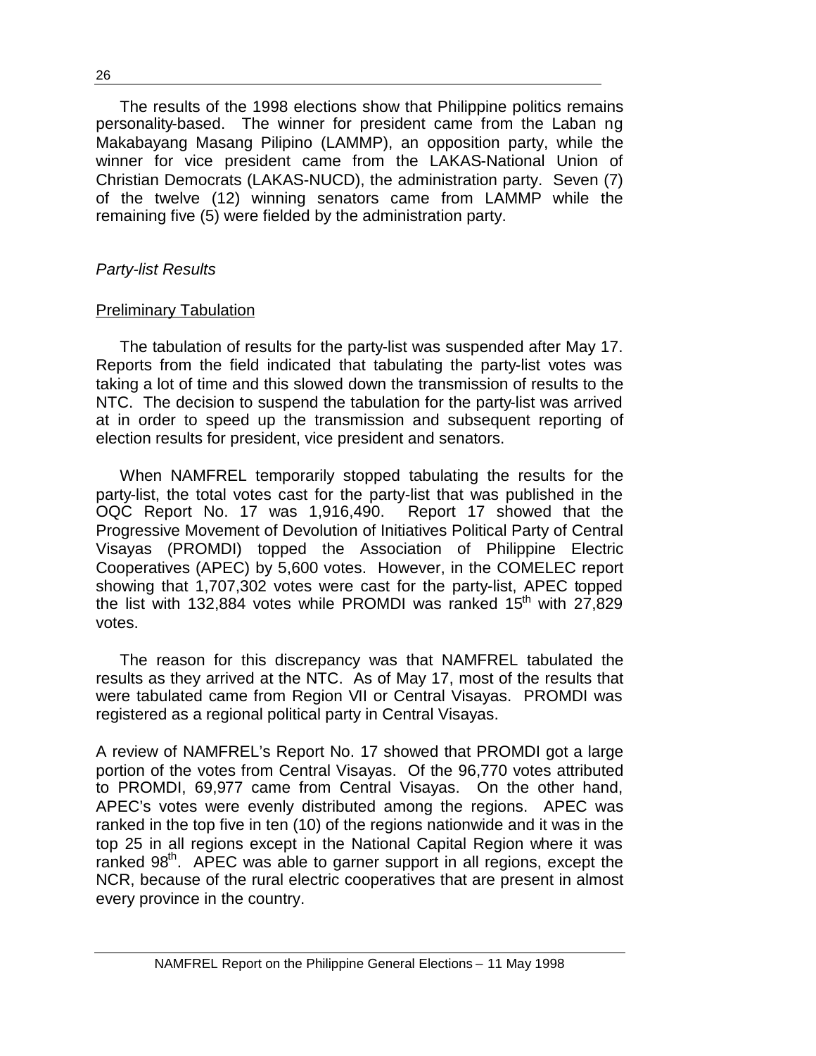The results of the 1998 elections show that Philippine politics remains personality-based. The winner for president came from the Laban ng Makabayang Masang Pilipino (LAMMP), an opposition party, while the winner for vice president came from the LAKAS-National Union of Christian Democrats (LAKAS-NUCD), the administration party. Seven (7) of the twelve (12) winning senators came from LAMMP while the remaining five (5) were fielded by the administration party.

### *Party-list Results*

#### Preliminary Tabulation

The tabulation of results for the party-list was suspended after May 17. Reports from the field indicated that tabulating the party-list votes was taking a lot of time and this slowed down the transmission of results to the NTC. The decision to suspend the tabulation for the party-list was arrived at in order to speed up the transmission and subsequent reporting of election results for president, vice president and senators.

When NAMFREL temporarily stopped tabulating the results for the party-list, the total votes cast for the party-list that was published in the OQC Report No. 17 was 1,916,490. Report 17 showed that the Progressive Movement of Devolution of Initiatives Political Party of Central Visayas (PROMDI) topped the Association of Philippine Electric Cooperatives (APEC) by 5,600 votes. However, in the COMELEC report showing that 1,707,302 votes were cast for the party-list, APEC topped the list with 132,884 votes while PROMDI was ranked 15th with 27,829 votes.

The reason for this discrepancy was that NAMFREL tabulated the results as they arrived at the NTC. As of May 17, most of the results that were tabulated came from Region VII or Central Visayas. PROMDI was registered as a regional political party in Central Visayas.

A review of NAMFREL's Report No. 17 showed that PROMDI got a large portion of the votes from Central Visayas. Of the 96,770 votes attributed to PROMDI, 69,977 came from Central Visayas. On the other hand, APEC's votes were evenly distributed among the regions. APEC was ranked in the top five in ten (10) of the regions nationwide and it was in the top 25 in all regions except in the National Capital Region where it was ranked 98th. APEC was able to garner support in all regions, except the NCR, because of the rural electric cooperatives that are present in almost every province in the country.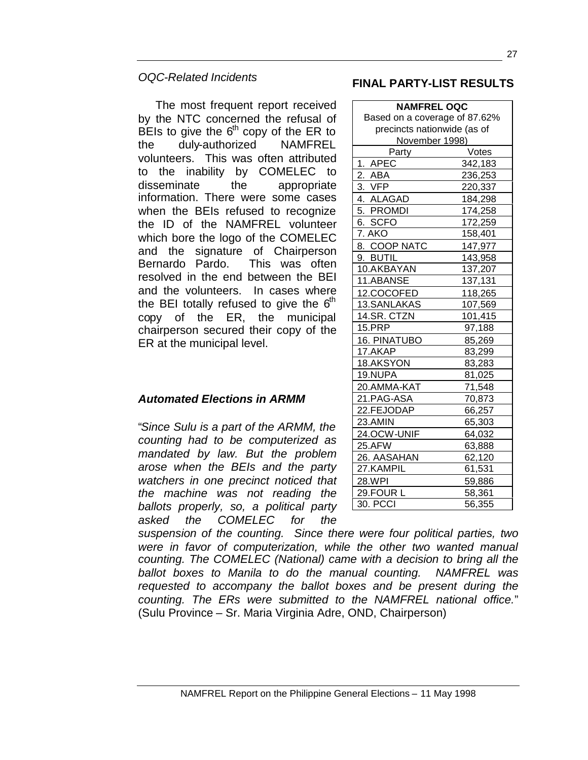*OQC-Related Incidents*

The most frequent report received by the NTC concerned the refusal of BEIs to give the 6th copy of the ER to the duly-authorized NAMFREL volunteers. This was often attributed to the inability by COMELEC to disseminate the appropriate information. There were some cases when the BEIs refused to recognize the ID of the NAMFREL volunteer which bore the logo of the COMELEC and the signature of Chairperson Bernardo Pardo. This was often resolved in the end between the BEI and the volunteers. In cases where the BEI totally refused to give the 6th copy of the ER, the municipal chairperson secured their copy of the ER at the municipal level.

### *Automated Elections in ARMM*

"*Since Sulu is a part of the ARMM, the counting had to be computerized as mandated by law. But the problem arose when the BEIs and the party watchers in one precinct noticed that the machine was not reading the ballots properly, so, a political party asked the COMELEC for the suspension of the counting. Since there were four political parties, two were in favor of computerization, while the other two wanted manual counting. The COMELEC (National) came with a decision to bring all the ballot boxes to Manila to do the manual counting. NAMFREL was requested to accompany the ballot boxes and be present during the counting. The ERs were submitted to the NAMFREL national office.*" (Sulu Province – Sr. Maria Virginia Adre, OND, Chairperson)

## FINAL PARTY-LIST RESULTS

**NAMFREL OQC**
Based on a coverage of 87.62% precincts nationwide (as of November 1998)

| Party | Votes |
|---|---|
| 1. APEC | 342,183 |
| 2. ABA | 236,253 |
| 3. VFP | 220,337 |
| 4. ALAGAD | 184,298 |
| 5. PROMDI | 174,258 |
| 6. SCFO | 172,259 |
| 7. AKO | 158,401 |
| 8. COOP NATC | 147,977 |
| 9. BUTIL | 143,958 |
| 10.AKBAYAN | 137,207 |
| 11.ABANSE | 137,131 |
| 12.COCOFED | 118,265 |
| 13.SANLAKAS | 107,569 |
| 14.SR. CTZN | 101,415 |
| 15.PRP | 97,188 |
| 16. PINATUBO | 85,269 |
| 17.AKAP | 83,299 |
| 18.AKSYON | 83,283 |
| 19.NUPA | 81,025 |
| 20.AMMA-KAT | 71,548 |
| 21.PAG-ASA | 70,873 |
| 22.FEJODAP | 66,257 |
| 23.AMIN | 65,303 |
| 24.OCW-UNIF | 64,032 |
| 25.AFW | 63,888 |
| 26. AASAHAN | 62,120 |
| 27.KAMPIL | 61,531 |
| 28.WPI | 59,886 |
| 29.FOUR L | 58,361 |
| 30. PCCI | 56,355 |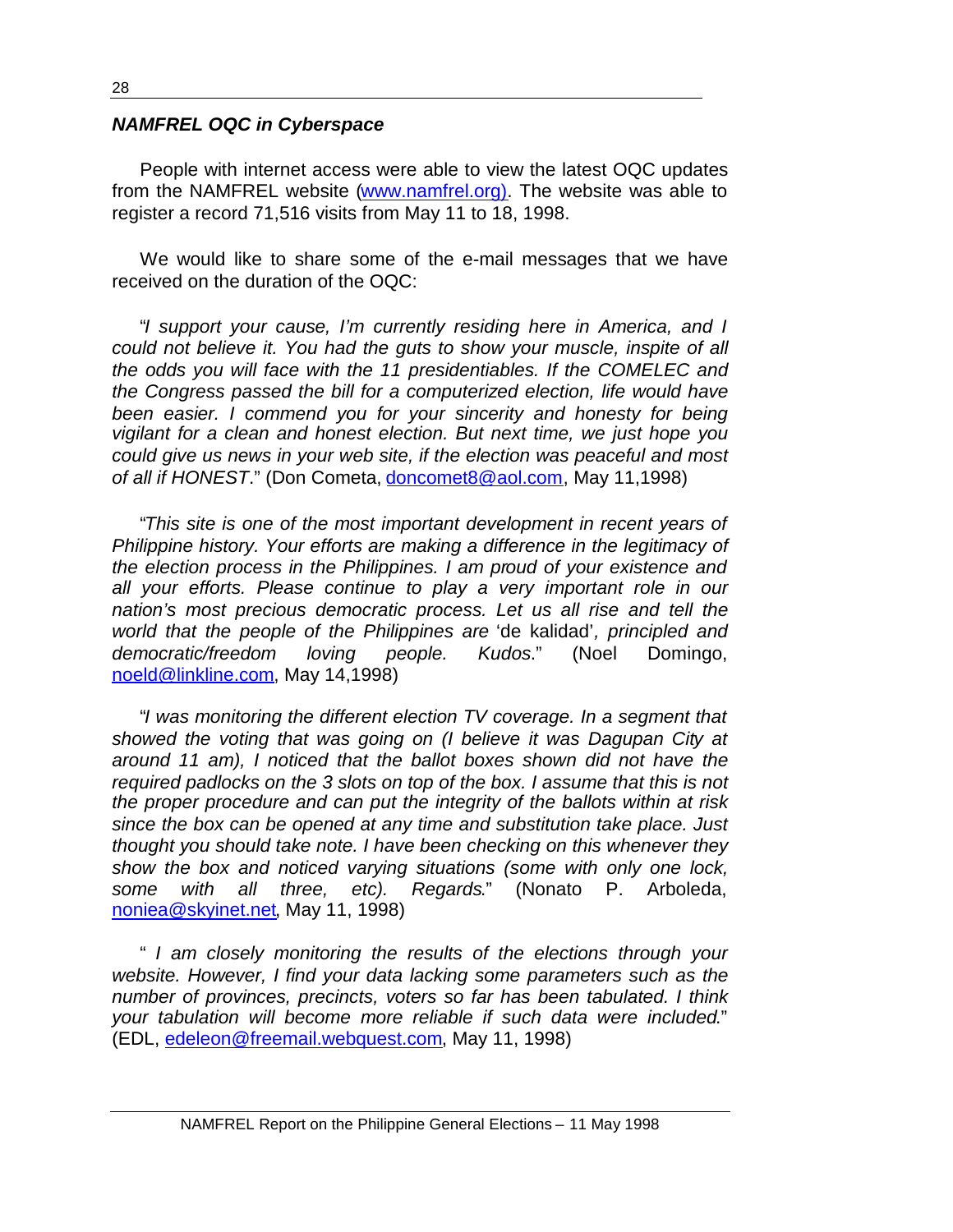***NAMFREL OQC in Cyberspace***

People with internet access were able to view the latest OQC updates from the NAMFREL website (www.namfrel.org). The website was able to register a record 71,516 visits from May 11 to 18, 1998.

We would like to share some of the e-mail messages that we have received on the duration of the OQC:

"*I support your cause, I'm currently residing here in America, and I could not believe it. You had the guts to show your muscle, inspite of all the odds you will face with the 11 presidentiables. If the COMELEC and the Congress passed the bill for a computerized election, life would have been easier. I commend you for your sincerity and honesty for being vigilant for a clean and honest election. But next time, we just hope you could give us news in your web site, if the election was peaceful and most of all if HONEST*." (Don Cometa, doncomet8@aol.com, May 11,1998)

"*This site is one of the most important development in recent years of Philippine history. Your efforts are making a difference in the legitimacy of the election process in the Philippines. I am proud of your existence and all your efforts. Please continue to play a very important role in our nation's most precious democratic process. Let us all rise and tell the world that the people of the Philippines are* 'de kalidad'*, principled and democratic/freedom loving people. Kudos*." (Noel Domingo, noeld@linkline.com, May 14,1998)

"*I was monitoring the different election TV coverage. In a segment that showed the voting that was going on (I believe it was Dagupan City at around 11 am), I noticed that the ballot boxes shown did not have the required padlocks on the 3 slots on top of the box. I assume that this is not the proper procedure and can put the integrity of the ballots within at risk since the box can be opened at any time and substitution take place. Just thought you should take note. I have been checking on this whenever they show the box and noticed varying situations (some with only one lock, some with all three, etc). Regards*." (Nonato P. Arboleda, noniea@skyinet.net, May 11, 1998)

" *I am closely monitoring the results of the elections through your website. However, I find your data lacking some parameters such as the number of provinces, precincts, voters so far has been tabulated. I think your tabulation will become more reliable if such data were included*." (EDL, edeleon@freemail.webquest.com, May 11, 1998)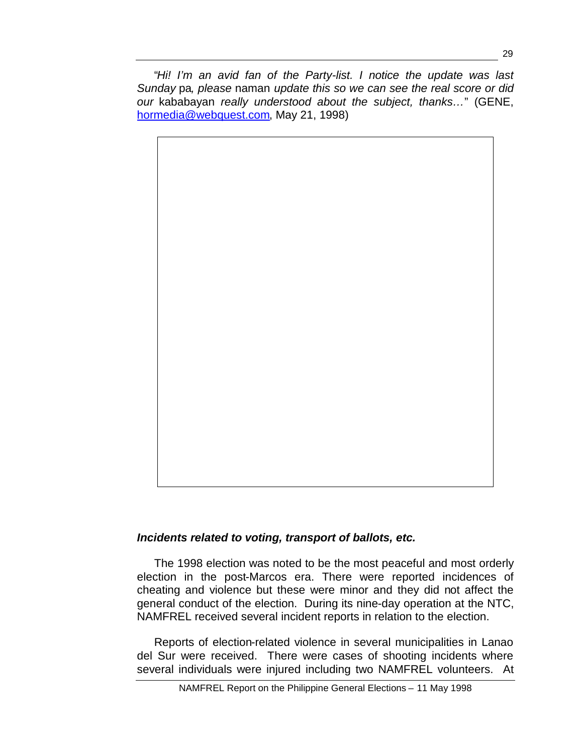"*Hi! I'm an avid fan of the Party-list. I notice the update was last Sunday* pa*, please* naman *update this so we can see the real score or did our* kababayan *really understood about the subject, thanks…*" (GENE, hormedia@webquest.com, May 21, 1998)

***Incidents related to voting, transport of ballots, etc.***

The 1998 election was noted to be the most peaceful and most orderly election in the post-Marcos era. There were reported incidences of cheating and violence but these were minor and they did not affect the general conduct of the election. During its nine-day operation at the NTC, NAMFREL received several incident reports in relation to the election.

Reports of election-related violence in several municipalities in Lanao del Sur were received. There were cases of shooting incidents where several individuals were injured including two NAMFREL volunteers. At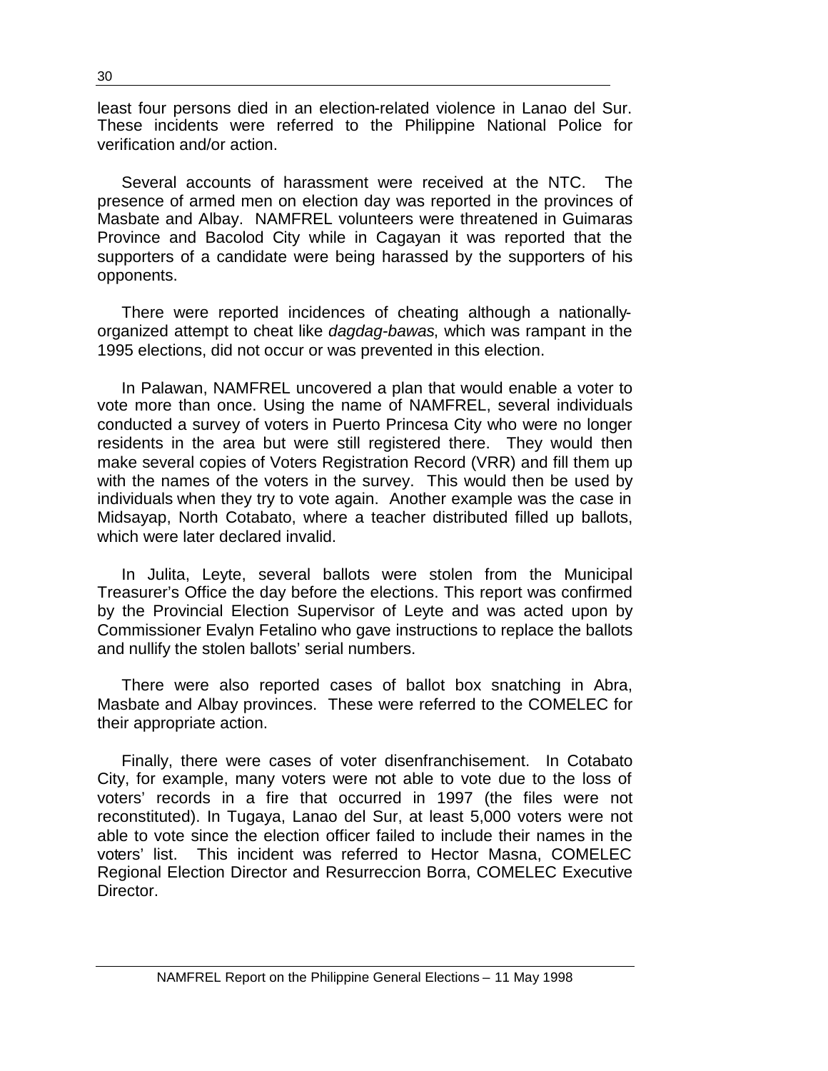least four persons died in an election-related violence in Lanao del Sur. These incidents were referred to the Philippine National Police for verification and/or action.

Several accounts of harassment were received at the NTC. The presence of armed men on election day was reported in the provinces of Masbate and Albay. NAMFREL volunteers were threatened in Guimaras Province and Bacolod City while in Cagayan it was reported that the supporters of a candidate were being harassed by the supporters of his opponents.

There were reported incidences of cheating although a nationally-organized attempt to cheat like *dagdag-bawas*, which was rampant in the 1995 elections, did not occur or was prevented in this election.

In Palawan, NAMFREL uncovered a plan that would enable a voter to vote more than once. Using the name of NAMFREL, several individuals conducted a survey of voters in Puerto Princesa City who were no longer residents in the area but were still registered there. They would then make several copies of Voters Registration Record (VRR) and fill them up with the names of the voters in the survey. This would then be used by individuals when they try to vote again. Another example was the case in Midsayap, North Cotabato, where a teacher distributed filled up ballots, which were later declared invalid.

In Julita, Leyte, several ballots were stolen from the Municipal Treasurer's Office the day before the elections. This report was confirmed by the Provincial Election Supervisor of Leyte and was acted upon by Commissioner Evalyn Fetalino who gave instructions to replace the ballots and nullify the stolen ballots' serial numbers.

There were also reported cases of ballot box snatching in Abra, Masbate and Albay provinces. These were referred to the COMELEC for their appropriate action.

Finally, there were cases of voter disenfranchisement. In Cotabato City, for example, many voters were not able to vote due to the loss of voters' records in a fire that occurred in 1997 (the files were not reconstituted). In Tugaya, Lanao del Sur, at least 5,000 voters were not able to vote since the election officer failed to include their names in the voters' list. This incident was referred to Hector Masna, COMELEC Regional Election Director and Resurreccion Borra, COMELEC Executive Director.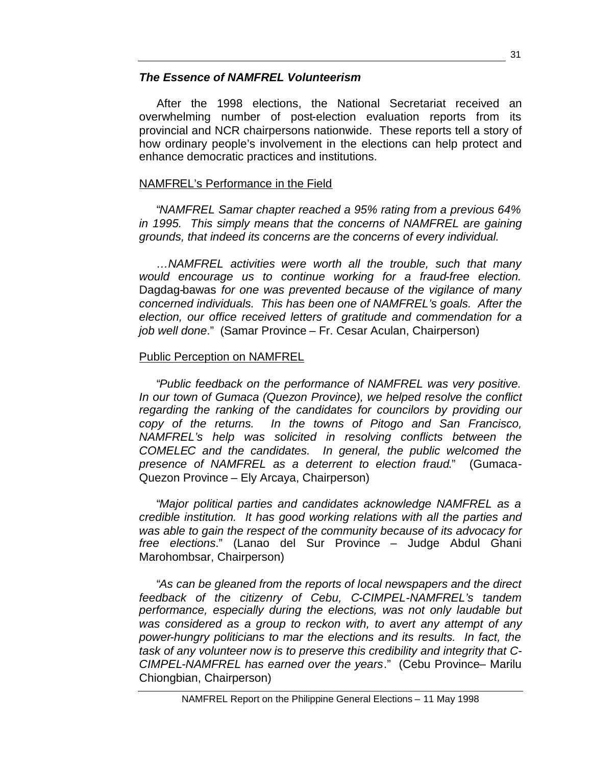### *The Essence of NAMFREL Volunteerism*

After the 1998 elections, the National Secretariat received an overwhelming number of post-election evaluation reports from its provincial and NCR chairpersons nationwide. These reports tell a story of how ordinary people's involvement in the elections can help protect and enhance democratic practices and institutions.

NAMFREL's Performance in the Field

"*NAMFREL Samar chapter reached a 95% rating from a previous 64% in 1995. This simply means that the concerns of NAMFREL are gaining grounds, that indeed its concerns are the concerns of every individual.*

*…NAMFREL activities were worth all the trouble, such that many would encourage us to continue working for a fraud-free election.* Dagdag-bawas *for one was prevented because of the vigilance of many concerned individuals. This has been one of NAMFREL's goals. After the election, our office received letters of gratitude and commendation for a job well done*." (Samar Province – Fr. Cesar Aculan, Chairperson)

Public Perception on NAMFREL

"*Public feedback on the performance of NAMFREL was very positive. In our town of Gumaca (Quezon Province), we helped resolve the conflict regarding the ranking of the candidates for councilors by providing our copy of the returns. In the towns of Pitogo and San Francisco, NAMFREL's help was solicited in resolving conflicts between the COMELEC and the candidates. In general, the public welcomed the presence of NAMFREL as a deterrent to election fraud*." (Gumaca-Quezon Province – Ely Arcaya, Chairperson)

"*Major political parties and candidates acknowledge NAMFREL as a credible institution. It has good working relations with all the parties and was able to gain the respect of the community because of its advocacy for free elections*." (Lanao del Sur Province – Judge Abdul Ghani Marohombsar, Chairperson)

"*As can be gleaned from the reports of local newspapers and the direct feedback of the citizenry of Cebu, C-CIMPEL-NAMFREL's tandem performance, especially during the elections, was not only laudable but was considered as a group to reckon with, to avert any attempt of any power-hungry politicians to mar the elections and its results. In fact, the task of any volunteer now is to preserve this credibility and integrity that C-CIMPEL-NAMFREL has earned over the years*." (Cebu Province– Marilu Chiongbian, Chairperson)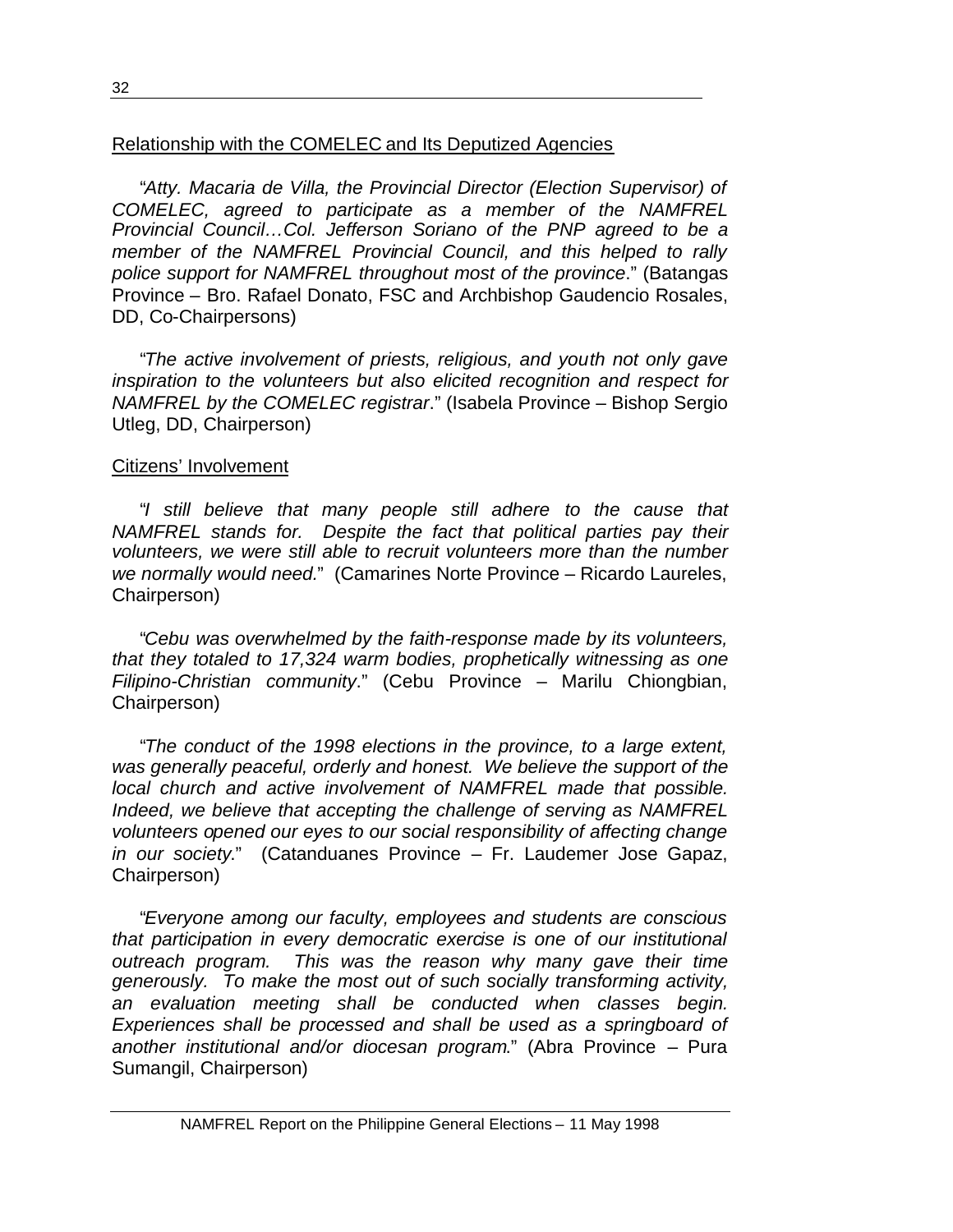Relationship with the COMELEC and Its Deputized Agencies

"*Atty. Macaria de Villa, the Provincial Director (Election Supervisor) of COMELEC, agreed to participate as a member of the NAMFREL Provincial Council…Col. Jefferson Soriano of the PNP agreed to be a member of the NAMFREL Provincial Council, and this helped to rally police support for NAMFREL throughout most of the province*." (Batangas Province – Bro. Rafael Donato, FSC and Archbishop Gaudencio Rosales, DD, Co-Chairpersons)

"*The active involvement of priests, religious, and youth not only gave inspiration to the volunteers but also elicited recognition and respect for NAMFREL by the COMELEC registrar*." (Isabela Province – Bishop Sergio Utleg, DD, Chairperson)

Citizens' Involvement

"*I still believe that many people still adhere to the cause that NAMFREL stands for. Despite the fact that political parties pay their volunteers, we were still able to recruit volunteers more than the number we normally would need.*" (Camarines Norte Province – Ricardo Laureles, Chairperson)

"*Cebu was overwhelmed by the faith-response made by its volunteers, that they totaled to 17,324 warm bodies, prophetically witnessing as one Filipino-Christian community*." (Cebu Province – Marilu Chiongbian, Chairperson)

"*The conduct of the 1998 elections in the province, to a large extent, was generally peaceful, orderly and honest. We believe the support of the local church and active involvement of NAMFREL made that possible. Indeed, we believe that accepting the challenge of serving as NAMFREL volunteers opened our eyes to our social responsibility of affecting change in our society.*" (Catanduanes Province – Fr. Laudemer Jose Gapaz, Chairperson)

"*Everyone among our faculty, employees and students are conscious that participation in every democratic exercise is one of our institutional outreach program. This was the reason why many gave their time generously. To make the most out of such socially transforming activity, an evaluation meeting shall be conducted when classes begin. Experiences shall be processed and shall be used as a springboard of another institutional and/or diocesan program.*" (Abra Province – Pura Sumangil, Chairperson)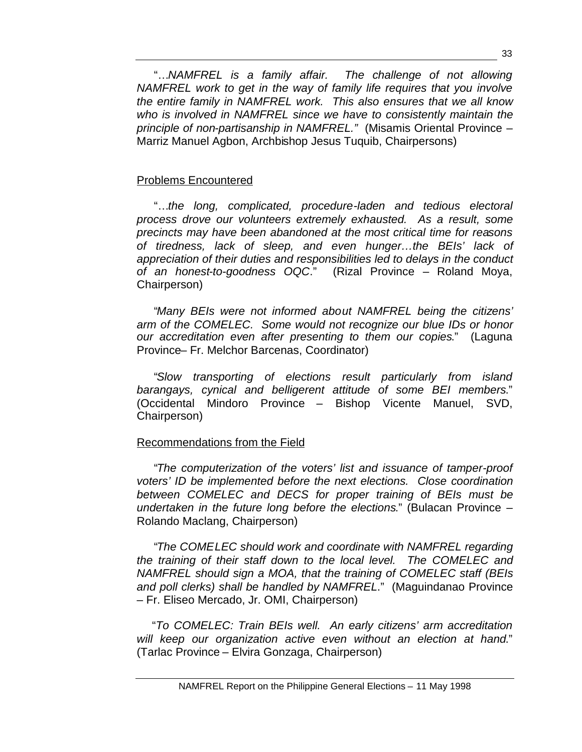"…*NAMFREL is a family affair. The challenge of not allowing NAMFREL work to get in the way of family life requires that you involve the entire family in NAMFREL work. This also ensures that we all know who is involved in NAMFREL since we have to consistently maintain the principle of non-partisanship in NAMFREL."* (Misamis Oriental Province – Marriz Manuel Agbon, Archbishop Jesus Tuquib, Chairpersons)

Problems Encountered

"…*the long, complicated, procedure-laden and tedious electoral process drove our volunteers extremely exhausted. As a result, some precincts may have been abandoned at the most critical time for reasons of tiredness, lack of sleep, and even hunger…the BEIs' lack of appreciation of their duties and responsibilities led to delays in the conduct of an honest-to-goodness OQC*." (Rizal Province – Roland Moya, Chairperson)

"*Many BEIs were not informed about NAMFREL being the citizens' arm of the COMELEC. Some would not recognize our blue IDs or honor our accreditation even after presenting to them our copies*." (Laguna Province– Fr. Melchor Barcenas, Coordinator)

"*Slow transporting of elections result particularly from island barangays, cynical and belligerent attitude of some BEI members*." (Occidental Mindoro Province – Bishop Vicente Manuel, SVD, Chairperson)

Recommendations from the Field

"*The computerization of the voters' list and issuance of tamper-proof voters' ID be implemented before the next elections. Close coordination between COMELEC and DECS for proper training of BEIs must be undertaken in the future long before the elections*." (Bulacan Province – Rolando Maclang, Chairperson)

"*The COMELEC should work and coordinate with NAMFREL regarding the training of their staff down to the local level. The COMELEC and NAMFREL should sign a MOA, that the training of COMELEC staff (BEIs and poll clerks) shall be handled by NAMFREL*." (Maguindanao Province – Fr. Eliseo Mercado, Jr. OMI, Chairperson)

"*To COMELEC: Train BEIs well. An early citizens' arm accreditation will keep our organization active even without an election at hand*." (Tarlac Province – Elvira Gonzaga, Chairperson)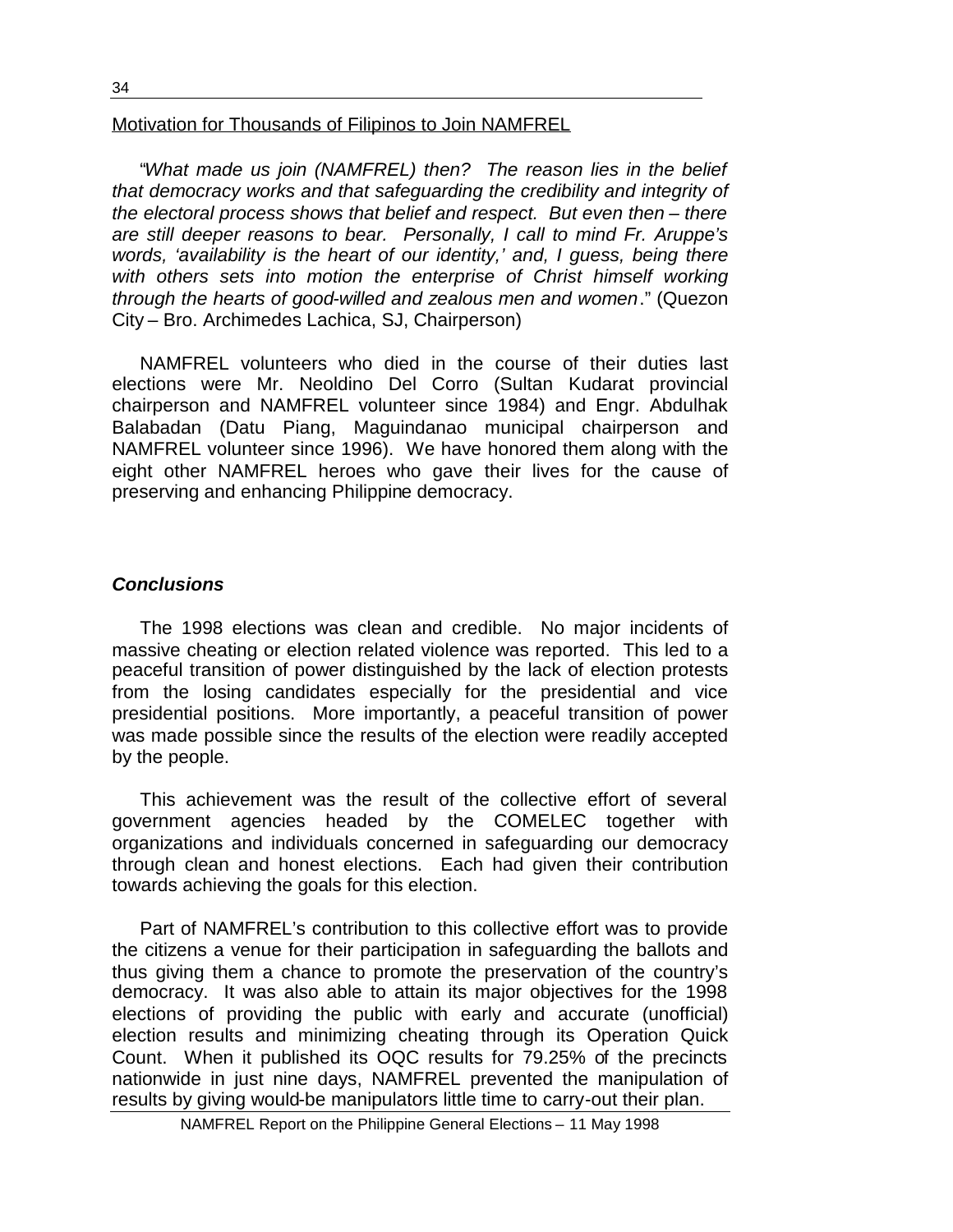Motivation for Thousands of Filipinos to Join NAMFREL

"*What made us join (NAMFREL) then? The reason lies in the belief that democracy works and that safeguarding the credibility and integrity of the electoral process shows that belief and respect. But even then – there are still deeper reasons to bear. Personally, I call to mind Fr. Aruppe's words, 'availability is the heart of our identity,' and, I guess, being there with others sets into motion the enterprise of Christ himself working through the hearts of good-willed and zealous men and women*." (Quezon City – Bro. Archimedes Lachica, SJ, Chairperson)

NAMFREL volunteers who died in the course of their duties last elections were Mr. Neoldino Del Corro (Sultan Kudarat provincial chairperson and NAMFREL volunteer since 1984) and Engr. Abdulhak Balabadan (Datu Piang, Maguindanao municipal chairperson and NAMFREL volunteer since 1996). We have honored them along with the eight other NAMFREL heroes who gave their lives for the cause of preserving and enhancing Philippine democracy.

### *Conclusions*

The 1998 elections was clean and credible. No major incidents of massive cheating or election related violence was reported. This led to a peaceful transition of power distinguished by the lack of election protests from the losing candidates especially for the presidential and vice presidential positions. More importantly, a peaceful transition of power was made possible since the results of the election were readily accepted by the people.

This achievement was the result of the collective effort of several government agencies headed by the COMELEC together with organizations and individuals concerned in safeguarding our democracy through clean and honest elections. Each had given their contribution towards achieving the goals for this election.

Part of NAMFREL's contribution to this collective effort was to provide the citizens a venue for their participation in safeguarding the ballots and thus giving them a chance to promote the preservation of the country's democracy. It was also able to attain its major objectives for the 1998 elections of providing the public with early and accurate (unofficial) election results and minimizing cheating through its Operation Quick Count. When it published its OQC results for 79.25% of the precincts nationwide in just nine days, NAMFREL prevented the manipulation of results by giving would-be manipulators little time to carry-out their plan.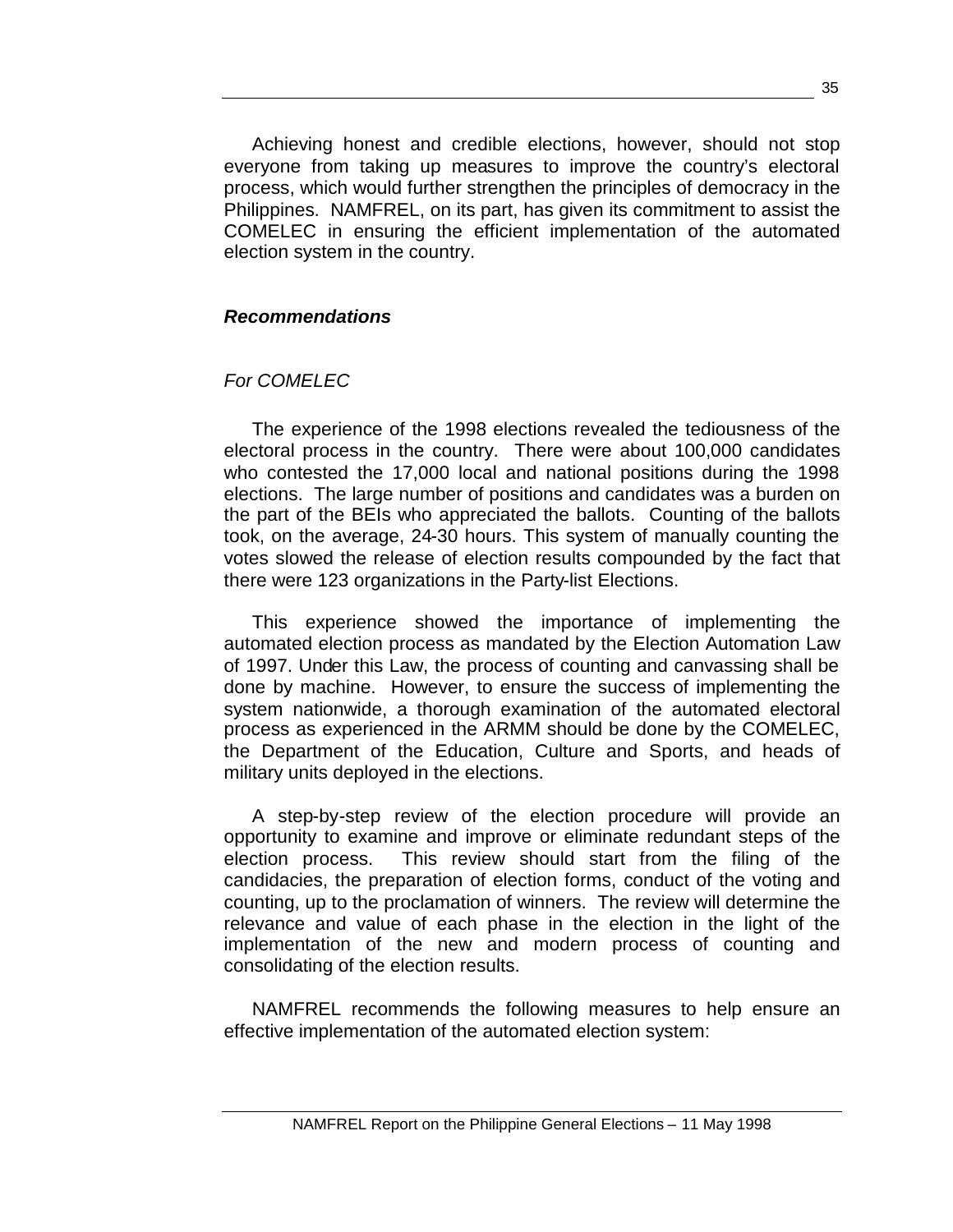Achieving honest and credible elections, however, should not stop everyone from taking up measures to improve the country's electoral process, which would further strengthen the principles of democracy in the Philippines. NAMFREL, on its part, has given its commitment to assist the COMELEC in ensuring the efficient implementation of the automated election system in the country.

### ***Recommendations***

#### *For COMELEC*

The experience of the 1998 elections revealed the tediousness of the electoral process in the country. There were about 100,000 candidates who contested the 17,000 local and national positions during the 1998 elections. The large number of positions and candidates was a burden on the part of the BEIs who appreciated the ballots. Counting of the ballots took, on the average, 24-30 hours. This system of manually counting the votes slowed the release of election results compounded by the fact that there were 123 organizations in the Party-list Elections.

This experience showed the importance of implementing the automated election process as mandated by the Election Automation Law of 1997. Under this Law, the process of counting and canvassing shall be done by machine. However, to ensure the success of implementing the system nationwide, a thorough examination of the automated electoral process as experienced in the ARMM should be done by the COMELEC, the Department of the Education, Culture and Sports, and heads of military units deployed in the elections.

A step-by-step review of the election procedure will provide an opportunity to examine and improve or eliminate redundant steps of the election process. This review should start from the filing of the candidacies, the preparation of election forms, conduct of the voting and counting, up to the proclamation of winners. The review will determine the relevance and value of each phase in the election in the light of the implementation of the new and modern process of counting and consolidating of the election results.

NAMFREL recommends the following measures to help ensure an effective implementation of the automated election system: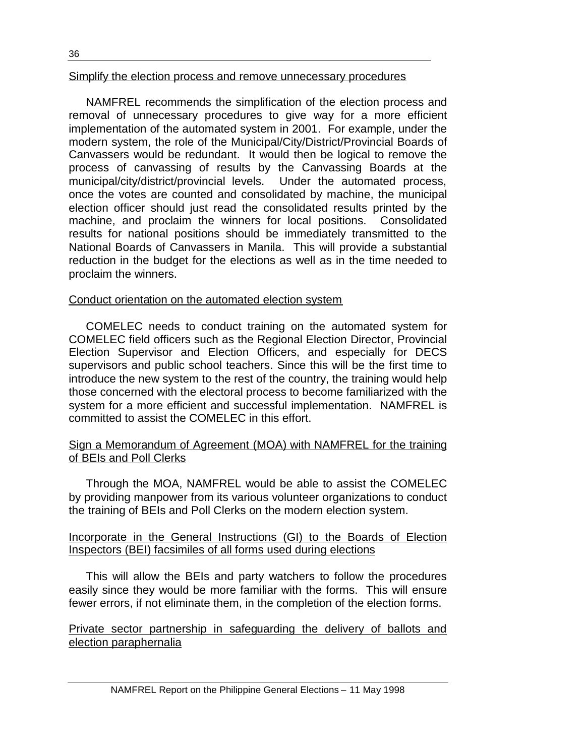Simplify the election process and remove unnecessary procedures

NAMFREL recommends the simplification of the election process and removal of unnecessary procedures to give way for a more efficient implementation of the automated system in 2001. For example, under the modern system, the role of the Municipal/City/District/Provincial Boards of Canvassers would be redundant. It would then be logical to remove the process of canvassing of results by the Canvassing Boards at the municipal/city/district/provincial levels. Under the automated process, once the votes are counted and consolidated by machine, the municipal election officer should just read the consolidated results printed by the machine, and proclaim the winners for local positions. Consolidated results for national positions should be immediately transmitted to the National Boards of Canvassers in Manila. This will provide a substantial reduction in the budget for the elections as well as in the time needed to proclaim the winners.

Conduct orientation on the automated election system

COMELEC needs to conduct training on the automated system for COMELEC field officers such as the Regional Election Director, Provincial Election Supervisor and Election Officers, and especially for DECS supervisors and public school teachers. Since this will be the first time to introduce the new system to the rest of the country, the training would help those concerned with the electoral process to become familiarized with the system for a more efficient and successful implementation. NAMFREL is committed to assist the COMELEC in this effort.

Sign a Memorandum of Agreement (MOA) with NAMFREL for the training of BEIs and Poll Clerks

Through the MOA, NAMFREL would be able to assist the COMELEC by providing manpower from its various volunteer organizations to conduct the training of BEIs and Poll Clerks on the modern election system.

Incorporate in the General Instructions (GI) to the Boards of Election Inspectors (BEI) facsimiles of all forms used during elections

This will allow the BEIs and party watchers to follow the procedures easily since they would be more familiar with the forms. This will ensure fewer errors, if not eliminate them, in the completion of the election forms.

Private sector partnership in safeguarding the delivery of ballots and election paraphernalia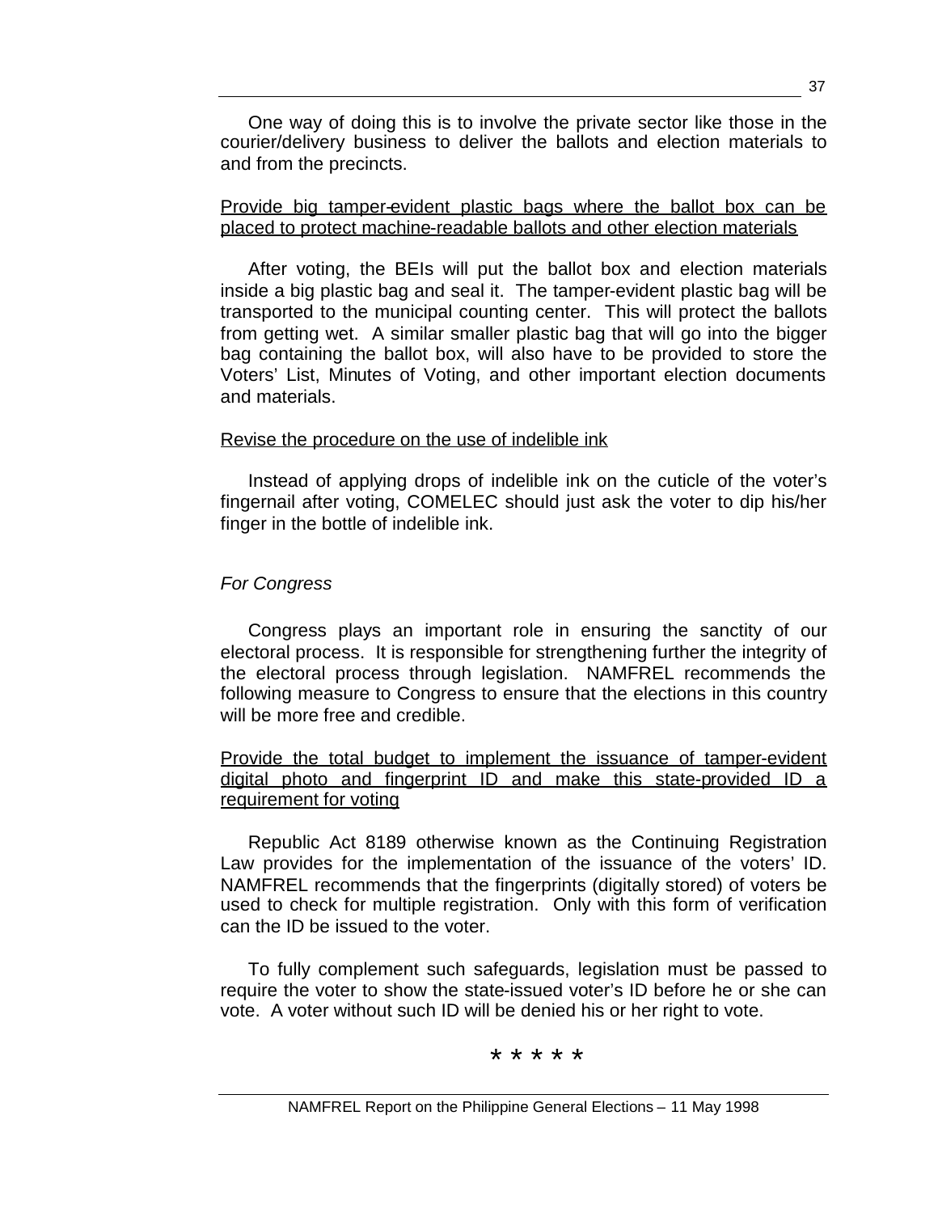One way of doing this is to involve the private sector like those in the courier/delivery business to deliver the ballots and election materials to and from the precincts.

<u>Provide big tamper-evident plastic bags where the ballot box can be placed to protect machine-readable ballots and other election materials</u>

After voting, the BEIs will put the ballot box and election materials inside a big plastic bag and seal it. The tamper-evident plastic bag will be transported to the municipal counting center. This will protect the ballots from getting wet. A similar smaller plastic bag that will go into the bigger bag containing the ballot box, will also have to be provided to store the Voters' List, Minutes of Voting, and other important election documents and materials.

<u>Revise the procedure on the use of indelible ink</u>

Instead of applying drops of indelible ink on the cuticle of the voter's fingernail after voting, COMELEC should just ask the voter to dip his/her finger in the bottle of indelible ink.

*For Congress*

Congress plays an important role in ensuring the sanctity of our electoral process. It is responsible for strengthening further the integrity of the electoral process through legislation. NAMFREL recommends the following measure to Congress to ensure that the elections in this country will be more free and credible.

<u>Provide the total budget to implement the issuance of tamper-evident digital photo and fingerprint ID and make this state-provided ID a requirement for voting</u>

Republic Act 8189 otherwise known as the Continuing Registration Law provides for the implementation of the issuance of the voters' ID. NAMFREL recommends that the fingerprints (digitally stored) of voters be used to check for multiple registration. Only with this form of verification can the ID be issued to the voter.

To fully complement such safeguards, legislation must be passed to require the voter to show the state-issued voter's ID before he or she can vote. A voter without such ID will be denied his or her right to vote.

* * * * *